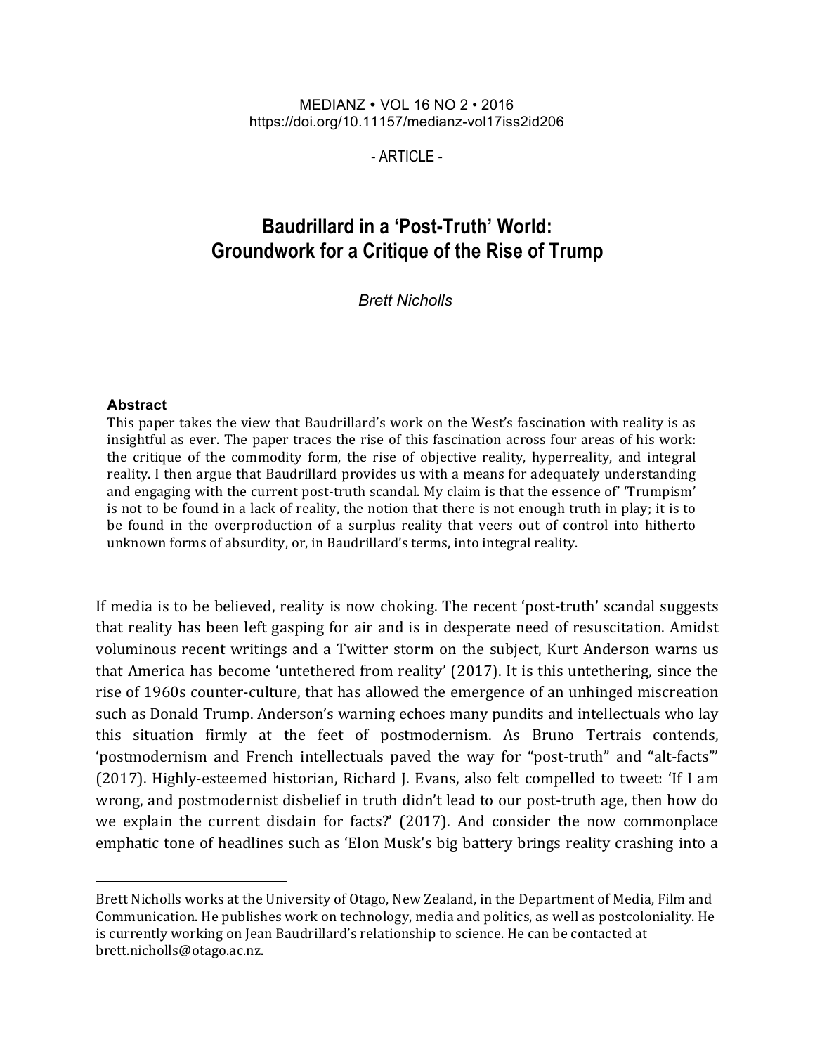MEDIANZ • VOL 16 NO 2 • 2016
https://doi.org/10.11157/medianz-vol17iss2id206

\- ARTICLE -

# Baudrillard in a 'Post-Truth' World: Groundwork for a Critique of the Rise of Trump

*Brett Nicholls*

**Abstract**

This paper takes the view that Baudrillard's work on the West's fascination with reality is as insightful as ever. The paper traces the rise of this fascination across four areas of his work: the critique of the commodity form, the rise of objective reality, hyperreality, and integral reality. I then argue that Baudrillard provides us with a means for adequately understanding and engaging with the current post-truth scandal. My claim is that the essence of' 'Trumpism' is not to be found in a lack of reality, the notion that there is not enough truth in play; it is to be found in the overproduction of a surplus reality that veers out of control into hitherto unknown forms of absurdity, or, in Baudrillard's terms, into integral reality.

If media is to be believed, reality is now choking. The recent 'post-truth' scandal suggests that reality has been left gasping for air and is in desperate need of resuscitation. Amidst voluminous recent writings and a Twitter storm on the subject, Kurt Anderson warns us that America has become 'untethered from reality' (2017). It is this untethering, since the rise of 1960s counter-culture, that has allowed the emergence of an unhinged miscreation such as Donald Trump. Anderson's warning echoes many pundits and intellectuals who lay this situation firmly at the feet of postmodernism. As Bruno Tertrais contends, 'postmodernism and French intellectuals paved the way for "post-truth" and "alt-facts"' (2017). Highly-esteemed historian, Richard J. Evans, also felt compelled to tweet: 'If I am wrong, and postmodernist disbelief in truth didn't lead to our post-truth age, then how do we explain the current disdain for facts?' (2017). And consider the now commonplace emphatic tone of headlines such as 'Elon Musk's big battery brings reality crashing into a

---

Brett Nicholls works at the University of Otago, New Zealand, in the Department of Media, Film and Communication. He publishes work on technology, media and politics, as well as postcoloniality. He is currently working on Jean Baudrillard's relationship to science. He can be contacted at brett.nicholls@otago.ac.nz.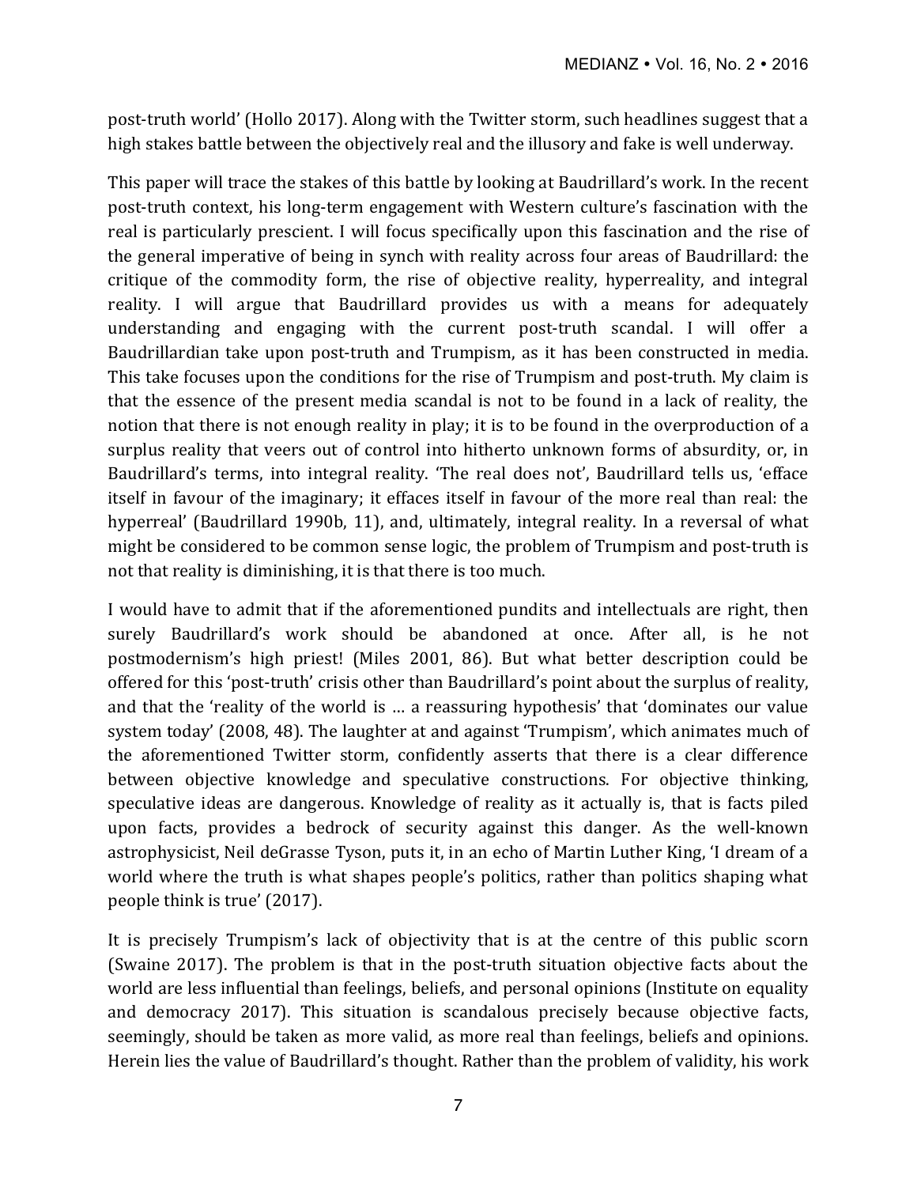post-truth world' (Hollo 2017). Along with the Twitter storm, such headlines suggest that a high stakes battle between the objectively real and the illusory and fake is well underway.

This paper will trace the stakes of this battle by looking at Baudrillard's work. In the recent post-truth context, his long-term engagement with Western culture's fascination with the real is particularly prescient. I will focus specifically upon this fascination and the rise of the general imperative of being in synch with reality across four areas of Baudrillard: the critique of the commodity form, the rise of objective reality, hyperreality, and integral reality. I will argue that Baudrillard provides us with a means for adequately understanding and engaging with the current post-truth scandal. I will offer a Baudrillardian take upon post-truth and Trumpism, as it has been constructed in media. This take focuses upon the conditions for the rise of Trumpism and post-truth. My claim is that the essence of the present media scandal is not to be found in a lack of reality, the notion that there is not enough reality in play; it is to be found in the overproduction of a surplus reality that veers out of control into hitherto unknown forms of absurdity, or, in Baudrillard's terms, into integral reality. 'The real does not', Baudrillard tells us, 'efface itself in favour of the imaginary; it effaces itself in favour of the more real than real: the hyperreal' (Baudrillard 1990b, 11), and, ultimately, integral reality. In a reversal of what might be considered to be common sense logic, the problem of Trumpism and post-truth is not that reality is diminishing, it is that there is too much.

I would have to admit that if the aforementioned pundits and intellectuals are right, then surely Baudrillard's work should be abandoned at once. After all, is he not postmodernism's high priest! (Miles 2001, 86). But what better description could be offered for this 'post-truth' crisis other than Baudrillard's point about the surplus of reality, and that the 'reality of the world is … a reassuring hypothesis' that 'dominates our value system today' (2008, 48). The laughter at and against 'Trumpism', which animates much of the aforementioned Twitter storm, confidently asserts that there is a clear difference between objective knowledge and speculative constructions. For objective thinking, speculative ideas are dangerous. Knowledge of reality as it actually is, that is facts piled upon facts, provides a bedrock of security against this danger. As the well-known astrophysicist, Neil deGrasse Tyson, puts it, in an echo of Martin Luther King, 'I dream of a world where the truth is what shapes people's politics, rather than politics shaping what people think is true' (2017).

It is precisely Trumpism's lack of objectivity that is at the centre of this public scorn (Swaine 2017). The problem is that in the post-truth situation objective facts about the world are less influential than feelings, beliefs, and personal opinions (Institute on equality and democracy 2017). This situation is scandalous precisely because objective facts, seemingly, should be taken as more valid, as more real than feelings, beliefs and opinions. Herein lies the value of Baudrillard's thought. Rather than the problem of validity, his work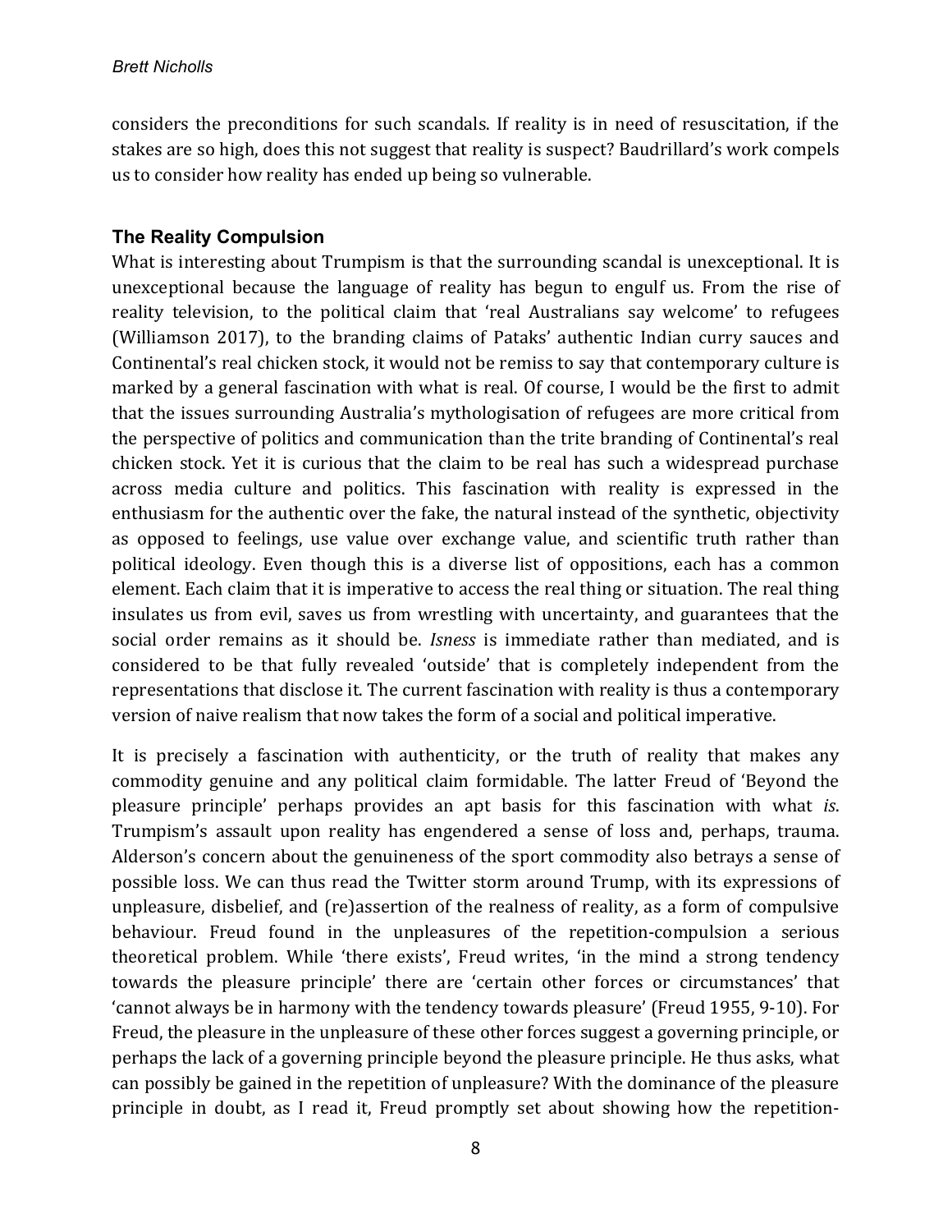considers the preconditions for such scandals. If reality is in need of resuscitation, if the stakes are so high, does this not suggest that reality is suspect? Baudrillard's work compels us to consider how reality has ended up being so vulnerable.

### The Reality Compulsion

What is interesting about Trumpism is that the surrounding scandal is unexceptional. It is unexceptional because the language of reality has begun to engulf us. From the rise of reality television, to the political claim that 'real Australians say welcome' to refugees (Williamson 2017), to the branding claims of Pataks' authentic Indian curry sauces and Continental's real chicken stock, it would not be remiss to say that contemporary culture is marked by a general fascination with what is real. Of course, I would be the first to admit that the issues surrounding Australia's mythologisation of refugees are more critical from the perspective of politics and communication than the trite branding of Continental's real chicken stock. Yet it is curious that the claim to be real has such a widespread purchase across media culture and politics. This fascination with reality is expressed in the enthusiasm for the authentic over the fake, the natural instead of the synthetic, objectivity as opposed to feelings, use value over exchange value, and scientific truth rather than political ideology. Even though this is a diverse list of oppositions, each has a common element. Each claim that it is imperative to access the real thing or situation. The real thing insulates us from evil, saves us from wrestling with uncertainty, and guarantees that the social order remains as it should be. *Isness* is immediate rather than mediated, and is considered to be that fully revealed 'outside' that is completely independent from the representations that disclose it. The current fascination with reality is thus a contemporary version of naive realism that now takes the form of a social and political imperative.

It is precisely a fascination with authenticity, or the truth of reality that makes any commodity genuine and any political claim formidable. The latter Freud of 'Beyond the pleasure principle' perhaps provides an apt basis for this fascination with what *is*. Trumpism's assault upon reality has engendered a sense of loss and, perhaps, trauma. Alderson's concern about the genuineness of the sport commodity also betrays a sense of possible loss. We can thus read the Twitter storm around Trump, with its expressions of unpleasure, disbelief, and (re)assertion of the realness of reality, as a form of compulsive behaviour. Freud found in the unpleasures of the repetition-compulsion a serious theoretical problem. While 'there exists', Freud writes, 'in the mind a strong tendency towards the pleasure principle' there are 'certain other forces or circumstances' that 'cannot always be in harmony with the tendency towards pleasure' (Freud 1955, 9-10). For Freud, the pleasure in the unpleasure of these other forces suggest a governing principle, or perhaps the lack of a governing principle beyond the pleasure principle. He thus asks, what can possibly be gained in the repetition of unpleasure? With the dominance of the pleasure principle in doubt, as I read it, Freud promptly set about showing how the repetition-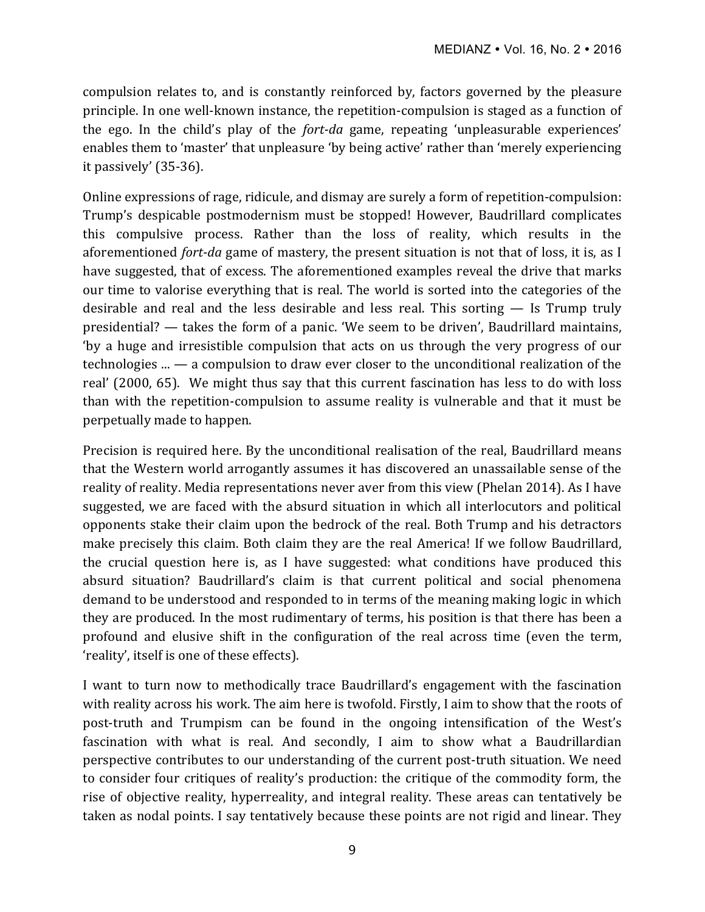compulsion relates to, and is constantly reinforced by, factors governed by the pleasure principle. In one well-known instance, the repetition-compulsion is staged as a function of the ego. In the child's play of the *fort-da* game, repeating 'unpleasurable experiences' enables them to 'master' that unpleasure 'by being active' rather than 'merely experiencing it passively' (35-36).

Online expressions of rage, ridicule, and dismay are surely a form of repetition-compulsion: Trump's despicable postmodernism must be stopped! However, Baudrillard complicates this compulsive process. Rather than the loss of reality, which results in the aforementioned *fort-da* game of mastery, the present situation is not that of loss, it is, as I have suggested, that of excess. The aforementioned examples reveal the drive that marks our time to valorise everything that is real. The world is sorted into the categories of the desirable and real and the less desirable and less real. This sorting — Is Trump truly presidential? — takes the form of a panic. 'We seem to be driven', Baudrillard maintains, 'by a huge and irresistible compulsion that acts on us through the very progress of our technologies ... — a compulsion to draw ever closer to the unconditional realization of the real' (2000, 65). We might thus say that this current fascination has less to do with loss than with the repetition-compulsion to assume reality is vulnerable and that it must be perpetually made to happen.

Precision is required here. By the unconditional realisation of the real, Baudrillard means that the Western world arrogantly assumes it has discovered an unassailable sense of the reality of reality. Media representations never aver from this view (Phelan 2014). As I have suggested, we are faced with the absurd situation in which all interlocutors and political opponents stake their claim upon the bedrock of the real. Both Trump and his detractors make precisely this claim. Both claim they are the real America! If we follow Baudrillard, the crucial question here is, as I have suggested: what conditions have produced this absurd situation? Baudrillard's claim is that current political and social phenomena demand to be understood and responded to in terms of the meaning making logic in which they are produced. In the most rudimentary of terms, his position is that there has been a profound and elusive shift in the configuration of the real across time (even the term, 'reality', itself is one of these effects).

I want to turn now to methodically trace Baudrillard's engagement with the fascination with reality across his work. The aim here is twofold. Firstly, I aim to show that the roots of post-truth and Trumpism can be found in the ongoing intensification of the West's fascination with what is real. And secondly, I aim to show what a Baudrillardian perspective contributes to our understanding of the current post-truth situation. We need to consider four critiques of reality's production: the critique of the commodity form, the rise of objective reality, hyperreality, and integral reality. These areas can tentatively be taken as nodal points. I say tentatively because these points are not rigid and linear. They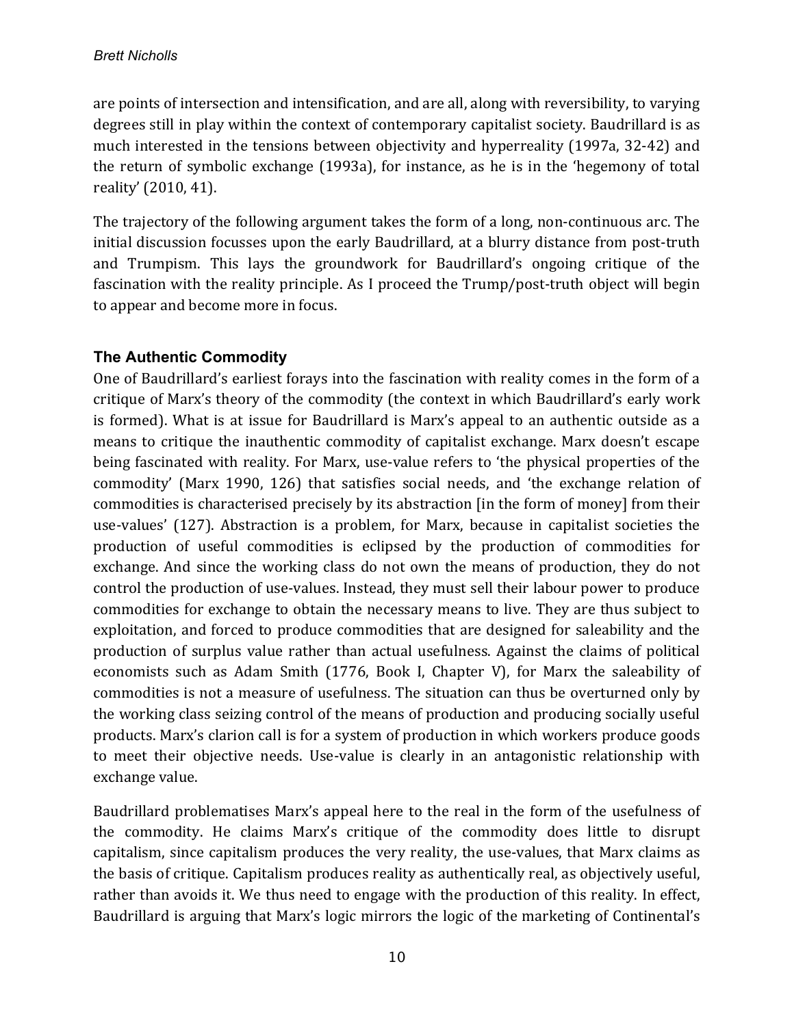are points of intersection and intensification, and are all, along with reversibility, to varying degrees still in play within the context of contemporary capitalist society. Baudrillard is as much interested in the tensions between objectivity and hyperreality (1997a, 32-42) and the return of symbolic exchange (1993a), for instance, as he is in the 'hegemony of total reality' (2010, 41).

The trajectory of the following argument takes the form of a long, non-continuous arc. The initial discussion focusses upon the early Baudrillard, at a blurry distance from post-truth and Trumpism. This lays the groundwork for Baudrillard's ongoing critique of the fascination with the reality principle. As I proceed the Trump/post-truth object will begin to appear and become more in focus.

## The Authentic Commodity

One of Baudrillard's earliest forays into the fascination with reality comes in the form of a critique of Marx's theory of the commodity (the context in which Baudrillard's early work is formed). What is at issue for Baudrillard is Marx's appeal to an authentic outside as a means to critique the inauthentic commodity of capitalist exchange. Marx doesn't escape being fascinated with reality. For Marx, use-value refers to 'the physical properties of the commodity' (Marx 1990, 126) that satisfies social needs, and 'the exchange relation of commodities is characterised precisely by its abstraction [in the form of money] from their use-values' (127). Abstraction is a problem, for Marx, because in capitalist societies the production of useful commodities is eclipsed by the production of commodities for exchange. And since the working class do not own the means of production, they do not control the production of use-values. Instead, they must sell their labour power to produce commodities for exchange to obtain the necessary means to live. They are thus subject to exploitation, and forced to produce commodities that are designed for saleability and the production of surplus value rather than actual usefulness. Against the claims of political economists such as Adam Smith (1776, Book I, Chapter V), for Marx the saleability of commodities is not a measure of usefulness. The situation can thus be overturned only by the working class seizing control of the means of production and producing socially useful products. Marx's clarion call is for a system of production in which workers produce goods to meet their objective needs. Use-value is clearly in an antagonistic relationship with exchange value.

Baudrillard problematises Marx's appeal here to the real in the form of the usefulness of the commodity. He claims Marx's critique of the commodity does little to disrupt capitalism, since capitalism produces the very reality, the use-values, that Marx claims as the basis of critique. Capitalism produces reality as authentically real, as objectively useful, rather than avoids it. We thus need to engage with the production of this reality. In effect, Baudrillard is arguing that Marx's logic mirrors the logic of the marketing of Continental's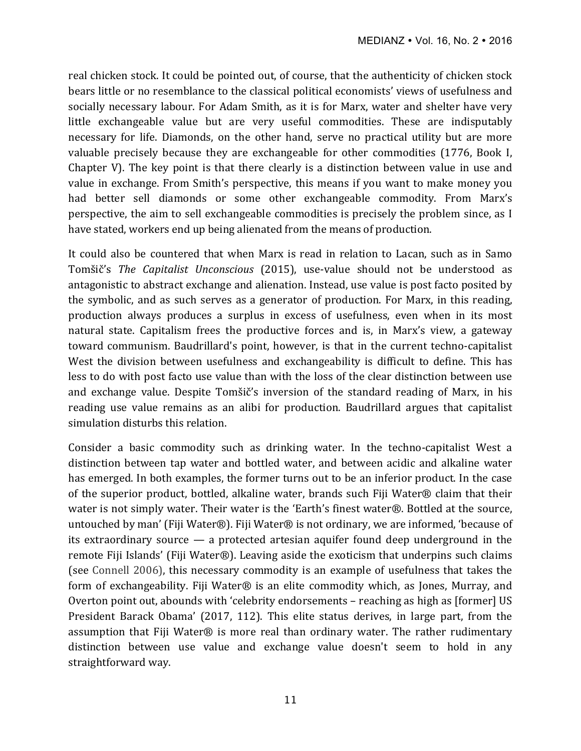real chicken stock. It could be pointed out, of course, that the authenticity of chicken stock bears little or no resemblance to the classical political economists' views of usefulness and socially necessary labour. For Adam Smith, as it is for Marx, water and shelter have very little exchangeable value but are very useful commodities. These are indisputably necessary for life. Diamonds, on the other hand, serve no practical utility but are more valuable precisely because they are exchangeable for other commodities (1776, Book I, Chapter V). The key point is that there clearly is a distinction between value in use and value in exchange. From Smith's perspective, this means if you want to make money you had better sell diamonds or some other exchangeable commodity. From Marx's perspective, the aim to sell exchangeable commodities is precisely the problem since, as I have stated, workers end up being alienated from the means of production.

It could also be countered that when Marx is read in relation to Lacan, such as in Samo Tomšič's *The Capitalist Unconscious* (2015), use-value should not be understood as antagonistic to abstract exchange and alienation. Instead, use value is post facto posited by the symbolic, and as such serves as a generator of production. For Marx, in this reading, production always produces a surplus in excess of usefulness, even when in its most natural state. Capitalism frees the productive forces and is, in Marx's view, a gateway toward communism. Baudrillard's point, however, is that in the current techno-capitalist West the division between usefulness and exchangeability is difficult to define. This has less to do with post facto use value than with the loss of the clear distinction between use and exchange value. Despite Tomšič's inversion of the standard reading of Marx, in his reading use value remains as an alibi for production. Baudrillard argues that capitalist simulation disturbs this relation.

Consider a basic commodity such as drinking water. In the techno-capitalist West a distinction between tap water and bottled water, and between acidic and alkaline water has emerged. In both examples, the former turns out to be an inferior product. In the case of the superior product, bottled, alkaline water, brands such Fiji Water® claim that their water is not simply water. Their water is the 'Earth's finest water®. Bottled at the source, untouched by man' (Fiji Water®). Fiji Water® is not ordinary, we are informed, 'because of its extraordinary source — a protected artesian aquifer found deep underground in the remote Fiji Islands' (Fiji Water®). Leaving aside the exoticism that underpins such claims (see Connell 2006), this necessary commodity is an example of usefulness that takes the form of exchangeability. Fiji Water® is an elite commodity which, as Jones, Murray, and Overton point out, abounds with 'celebrity endorsements – reaching as high as [former] US President Barack Obama' (2017, 112). This elite status derives, in large part, from the assumption that Fiji Water® is more real than ordinary water. The rather rudimentary distinction between use value and exchange value doesn't seem to hold in any straightforward way.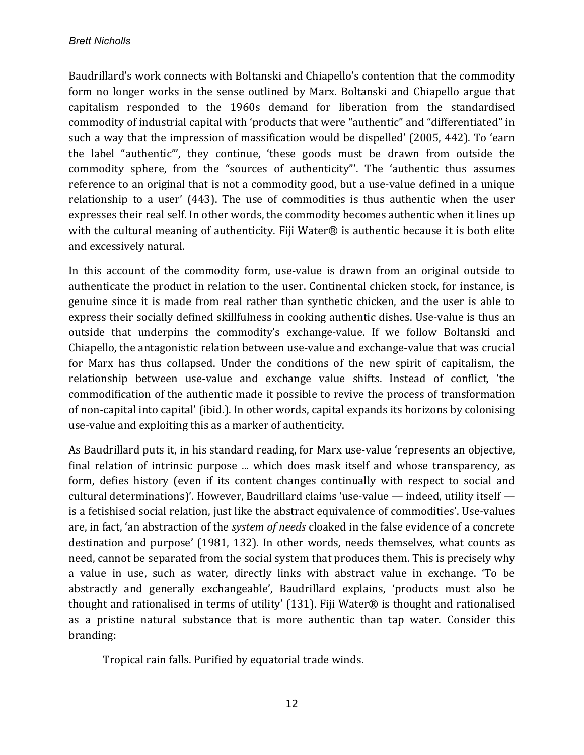Baudrillard's work connects with Boltanski and Chiapello's contention that the commodity form no longer works in the sense outlined by Marx. Boltanski and Chiapello argue that capitalism responded to the 1960s demand for liberation from the standardised commodity of industrial capital with 'products that were "authentic" and "differentiated" in such a way that the impression of massification would be dispelled' (2005, 442). To 'earn the label "authentic"', they continue, 'these goods must be drawn from outside the commodity sphere, from the "sources of authenticity"'. The 'authentic thus assumes reference to an original that is not a commodity good, but a use-value defined in a unique relationship to a user' (443). The use of commodities is thus authentic when the user expresses their real self. In other words, the commodity becomes authentic when it lines up with the cultural meaning of authenticity. Fiji Water® is authentic because it is both elite and excessively natural.

In this account of the commodity form, use-value is drawn from an original outside to authenticate the product in relation to the user. Continental chicken stock, for instance, is genuine since it is made from real rather than synthetic chicken, and the user is able to express their socially defined skillfulness in cooking authentic dishes. Use-value is thus an outside that underpins the commodity's exchange-value. If we follow Boltanski and Chiapello, the antagonistic relation between use-value and exchange-value that was crucial for Marx has thus collapsed. Under the conditions of the new spirit of capitalism, the relationship between use-value and exchange value shifts. Instead of conflict, 'the commodification of the authentic made it possible to revive the process of transformation of non-capital into capital' (ibid.). In other words, capital expands its horizons by colonising use-value and exploiting this as a marker of authenticity.

As Baudrillard puts it, in his standard reading, for Marx use-value 'represents an objective, final relation of intrinsic purpose ... which does mask itself and whose transparency, as form, defies history (even if its content changes continually with respect to social and cultural determinations)'. However, Baudrillard claims 'use-value — indeed, utility itself — is a fetishised social relation, just like the abstract equivalence of commodities'. Use-values are, in fact, 'an abstraction of the *system of needs* cloaked in the false evidence of a concrete destination and purpose' (1981, 132). In other words, needs themselves, what counts as need, cannot be separated from the social system that produces them. This is precisely why a value in use, such as water, directly links with abstract value in exchange. 'To be abstractly and generally exchangeable', Baudrillard explains, 'products must also be thought and rationalised in terms of utility' (131). Fiji Water® is thought and rationalised as a pristine natural substance that is more authentic than tap water. Consider this branding:

> Tropical rain falls. Purified by equatorial trade winds.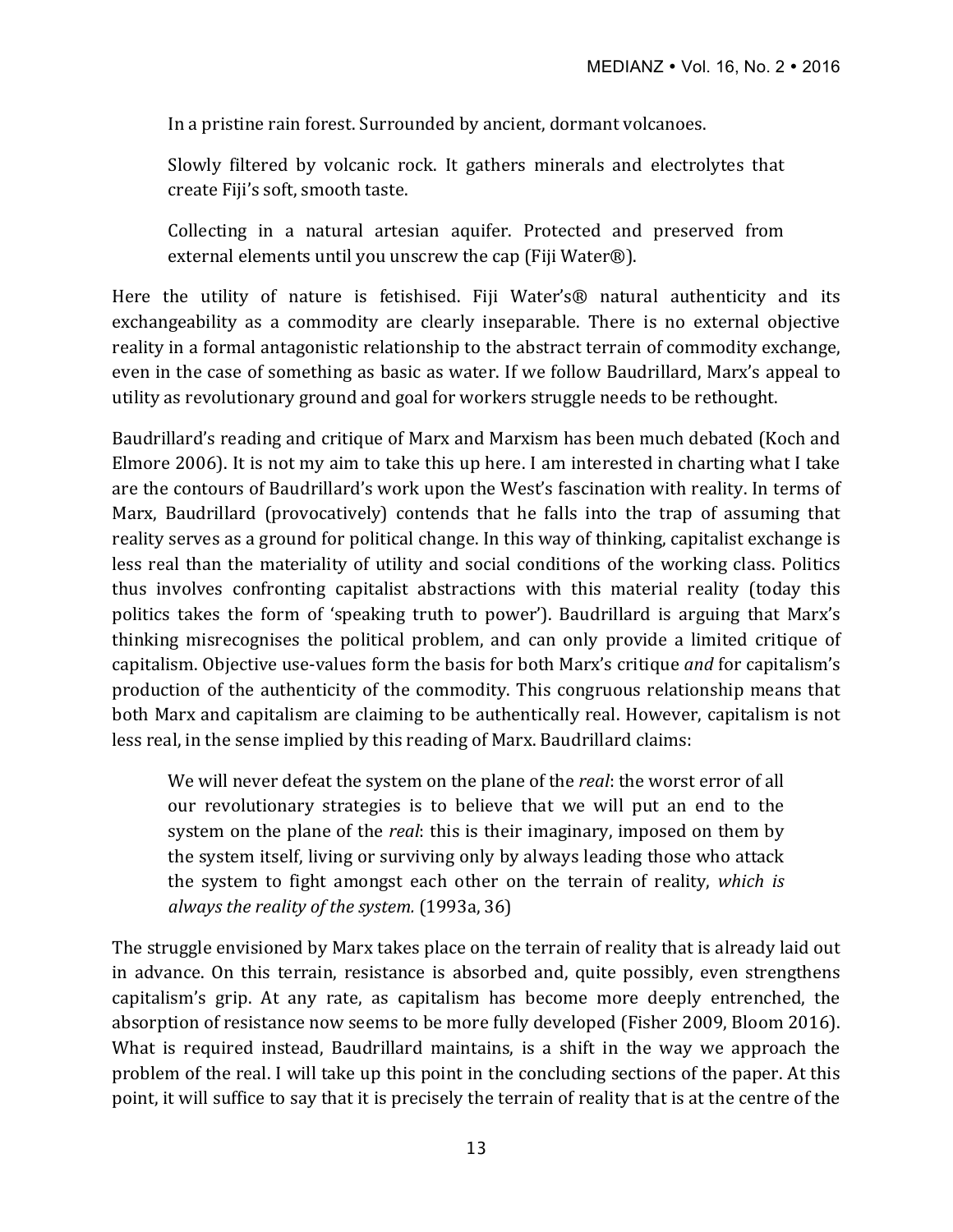> In a pristine rain forest. Surrounded by ancient, dormant volcanoes.
>
> Slowly filtered by volcanic rock. It gathers minerals and electrolytes that create Fiji's soft, smooth taste.
>
> Collecting in a natural artesian aquifer. Protected and preserved from external elements until you unscrew the cap (Fiji Water®).

Here the utility of nature is fetishised. Fiji Water's® natural authenticity and its exchangeability as a commodity are clearly inseparable. There is no external objective reality in a formal antagonistic relationship to the abstract terrain of commodity exchange, even in the case of something as basic as water. If we follow Baudrillard, Marx's appeal to utility as revolutionary ground and goal for workers struggle needs to be rethought.

Baudrillard's reading and critique of Marx and Marxism has been much debated (Koch and Elmore 2006). It is not my aim to take this up here. I am interested in charting what I take are the contours of Baudrillard's work upon the West's fascination with reality. In terms of Marx, Baudrillard (provocatively) contends that he falls into the trap of assuming that reality serves as a ground for political change. In this way of thinking, capitalist exchange is less real than the materiality of utility and social conditions of the working class. Politics thus involves confronting capitalist abstractions with this material reality (today this politics takes the form of 'speaking truth to power'). Baudrillard is arguing that Marx's thinking misrecognises the political problem, and can only provide a limited critique of capitalism. Objective use-values form the basis for both Marx's critique *and* for capitalism's production of the authenticity of the commodity. This congruous relationship means that both Marx and capitalism are claiming to be authentically real. However, capitalism is not less real, in the sense implied by this reading of Marx. Baudrillard claims:

> We will never defeat the system on the plane of the *real*: the worst error of all our revolutionary strategies is to believe that we will put an end to the system on the plane of the *real*: this is their imaginary, imposed on them by the system itself, living or surviving only by always leading those who attack the system to fight amongst each other on the terrain of reality, *which is always the reality of the system.* (1993a, 36)

The struggle envisioned by Marx takes place on the terrain of reality that is already laid out in advance. On this terrain, resistance is absorbed and, quite possibly, even strengthens capitalism's grip. At any rate, as capitalism has become more deeply entrenched, the absorption of resistance now seems to be more fully developed (Fisher 2009, Bloom 2016). What is required instead, Baudrillard maintains, is a shift in the way we approach the problem of the real. I will take up this point in the concluding sections of the paper. At this point, it will suffice to say that it is precisely the terrain of reality that is at the centre of the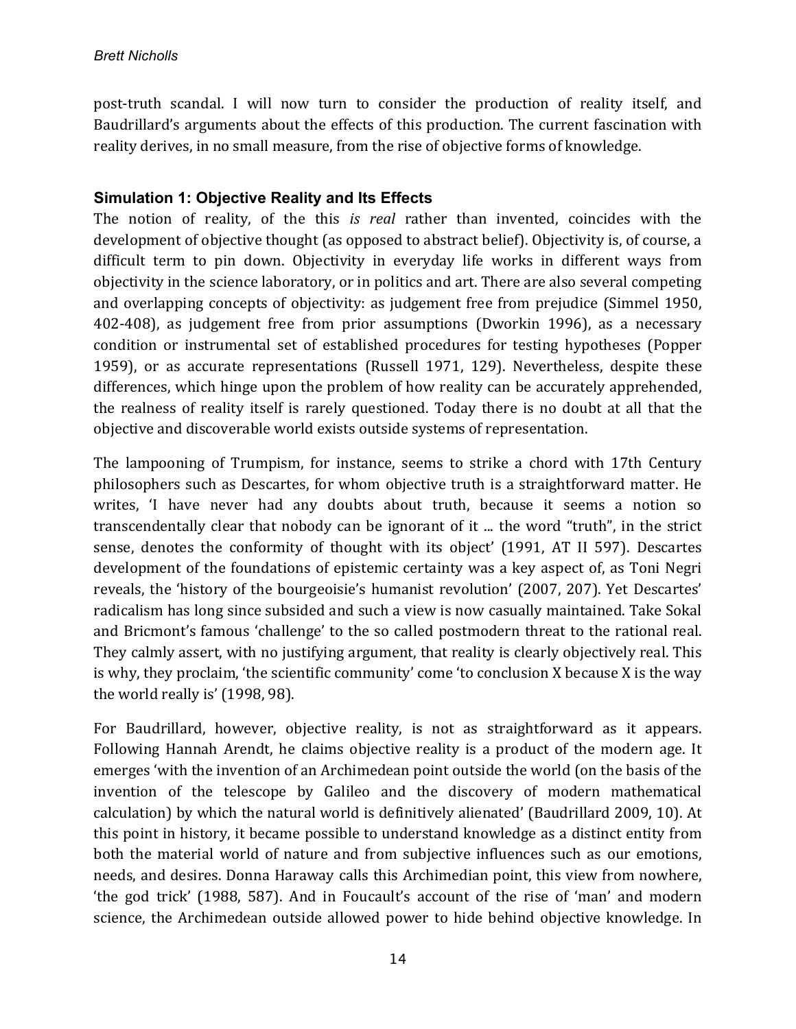post-truth scandal. I will now turn to consider the production of reality itself, and Baudrillard's arguments about the effects of this production. The current fascination with reality derives, in no small measure, from the rise of objective forms of knowledge.

### Simulation 1: Objective Reality and Its Effects

The notion of reality, of the this *is real* rather than invented, coincides with the development of objective thought (as opposed to abstract belief). Objectivity is, of course, a difficult term to pin down. Objectivity in everyday life works in different ways from objectivity in the science laboratory, or in politics and art. There are also several competing and overlapping concepts of objectivity: as judgement free from prejudice (Simmel 1950, 402-408), as judgement free from prior assumptions (Dworkin 1996), as a necessary condition or instrumental set of established procedures for testing hypotheses (Popper 1959), or as accurate representations (Russell 1971, 129). Nevertheless, despite these differences, which hinge upon the problem of how reality can be accurately apprehended, the realness of reality itself is rarely questioned. Today there is no doubt at all that the objective and discoverable world exists outside systems of representation.

The lampooning of Trumpism, for instance, seems to strike a chord with 17th Century philosophers such as Descartes, for whom objective truth is a straightforward matter. He writes, 'I have never had any doubts about truth, because it seems a notion so transcendentally clear that nobody can be ignorant of it ... the word "truth", in the strict sense, denotes the conformity of thought with its object' (1991, AT II 597). Descartes development of the foundations of epistemic certainty was a key aspect of, as Toni Negri reveals, the 'history of the bourgeoisie's humanist revolution' (2007, 207). Yet Descartes' radicalism has long since subsided and such a view is now casually maintained. Take Sokal and Bricmont's famous 'challenge' to the so called postmodern threat to the rational real. They calmly assert, with no justifying argument, that reality is clearly objectively real. This is why, they proclaim, 'the scientific community' come 'to conclusion X because X is the way the world really is' (1998, 98).

For Baudrillard, however, objective reality, is not as straightforward as it appears. Following Hannah Arendt, he claims objective reality is a product of the modern age. It emerges 'with the invention of an Archimedean point outside the world (on the basis of the invention of the telescope by Galileo and the discovery of modern mathematical calculation) by which the natural world is definitively alienated' (Baudrillard 2009, 10). At this point in history, it became possible to understand knowledge as a distinct entity from both the material world of nature and from subjective influences such as our emotions, needs, and desires. Donna Haraway calls this Archimedian point, this view from nowhere, 'the god trick' (1988, 587). And in Foucault's account of the rise of 'man' and modern science, the Archimedean outside allowed power to hide behind objective knowledge. In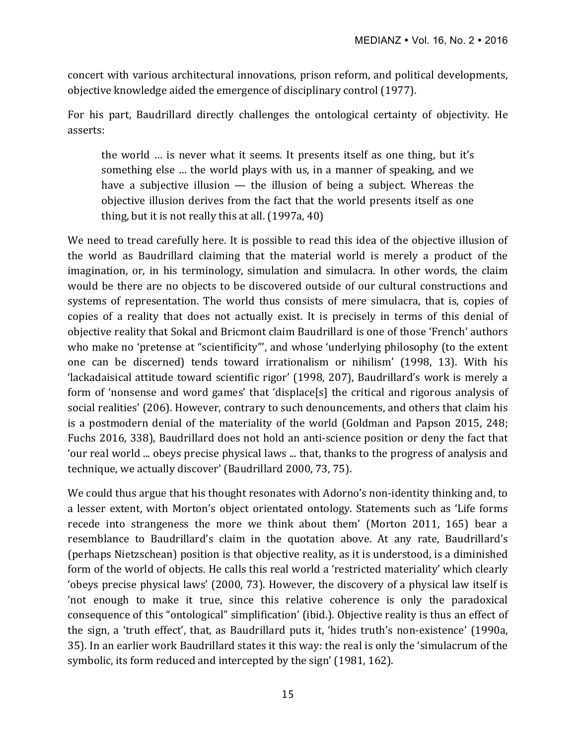concert with various architectural innovations, prison reform, and political developments, objective knowledge aided the emergence of disciplinary control (1977).

For his part, Baudrillard directly challenges the ontological certainty of objectivity. He asserts:

> the world … is never what it seems. It presents itself as one thing, but it's something else … the world plays with us, in a manner of speaking, and we have a subjective illusion — the illusion of being a subject. Whereas the objective illusion derives from the fact that the world presents itself as one thing, but it is not really this at all. (1997a, 40)

We need to tread carefully here. It is possible to read this idea of the objective illusion of the world as Baudrillard claiming that the material world is merely a product of the imagination, or, in his terminology, simulation and simulacra. In other words, the claim would be there are no objects to be discovered outside of our cultural constructions and systems of representation. The world thus consists of mere simulacra, that is, copies of copies of a reality that does not actually exist. It is precisely in terms of this denial of objective reality that Sokal and Bricmont claim Baudrillard is one of those 'French' authors who make no 'pretense at "scientificity"', and whose 'underlying philosophy (to the extent one can be discerned) tends toward irrationalism or nihilism' (1998, 13). With his 'lackadaisical attitude toward scientific rigor' (1998, 207), Baudrillard's work is merely a form of 'nonsense and word games' that 'displace[s] the critical and rigorous analysis of social realities' (206). However, contrary to such denouncements, and others that claim his is a postmodern denial of the materiality of the world (Goldman and Papson 2015, 248; Fuchs 2016, 338), Baudrillard does not hold an anti-science position or deny the fact that 'our real world ... obeys precise physical laws ... that, thanks to the progress of analysis and technique, we actually discover' (Baudrillard 2000, 73, 75).

We could thus argue that his thought resonates with Adorno's non-identity thinking and, to a lesser extent, with Morton's object orientated ontology. Statements such as 'Life forms recede into strangeness the more we think about them' (Morton 2011, 165) bear a resemblance to Baudrillard's claim in the quotation above. At any rate, Baudrillard's (perhaps Nietzschean) position is that objective reality, as it is understood, is a diminished form of the world of objects. He calls this real world a 'restricted materiality' which clearly 'obeys precise physical laws' (2000, 73). However, the discovery of a physical law itself is 'not enough to make it true, since this relative coherence is only the paradoxical consequence of this "ontological" simplification' (ibid.). Objective reality is thus an effect of the sign, a 'truth effect', that, as Baudrillard puts it, 'hides truth's non-existence' (1990a, 35). In an earlier work Baudrillard states it this way: the real is only the 'simulacrum of the symbolic, its form reduced and intercepted by the sign' (1981, 162).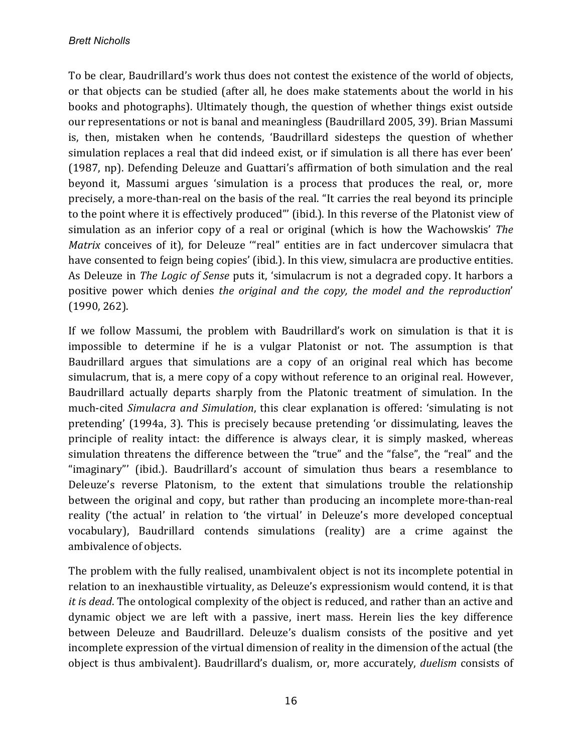To be clear, Baudrillard's work thus does not contest the existence of the world of objects, or that objects can be studied (after all, he does make statements about the world in his books and photographs). Ultimately though, the question of whether things exist outside our representations or not is banal and meaningless (Baudrillard 2005, 39). Brian Massumi is, then, mistaken when he contends, 'Baudrillard sidesteps the question of whether simulation replaces a real that did indeed exist, or if simulation is all there has ever been' (1987, np). Defending Deleuze and Guattari's affirmation of both simulation and the real beyond it, Massumi argues 'simulation is a process that produces the real, or, more precisely, a more-than-real on the basis of the real. "It carries the real beyond its principle to the point where it is effectively produced"' (ibid.). In this reverse of the Platonist view of simulation as an inferior copy of a real or original (which is how the Wachowskis' *The Matrix* conceives of it), for Deleuze '"real" entities are in fact undercover simulacra that have consented to feign being copies' (ibid.). In this view, simulacra are productive entities. As Deleuze in *The Logic of Sense* puts it, 'simulacrum is not a degraded copy. It harbors a positive power which denies *the original and the copy, the model and the reproduction*' (1990, 262).

If we follow Massumi, the problem with Baudrillard's work on simulation is that it is impossible to determine if he is a vulgar Platonist or not. The assumption is that Baudrillard argues that simulations are a copy of an original real which has become simulacrum, that is, a mere copy of a copy without reference to an original real. However, Baudrillard actually departs sharply from the Platonic treatment of simulation. In the much-cited *Simulacra and Simulation*, this clear explanation is offered: 'simulating is not pretending' (1994a, 3). This is precisely because pretending 'or dissimulating, leaves the principle of reality intact: the difference is always clear, it is simply masked, whereas simulation threatens the difference between the "true" and the "false", the "real" and the "imaginary"' (ibid.). Baudrillard's account of simulation thus bears a resemblance to Deleuze's reverse Platonism, to the extent that simulations trouble the relationship between the original and copy, but rather than producing an incomplete more-than-real reality ('the actual' in relation to 'the virtual' in Deleuze's more developed conceptual vocabulary), Baudrillard contends simulations (reality) are a crime against the ambivalence of objects.

The problem with the fully realised, unambivalent object is not its incomplete potential in relation to an inexhaustible virtuality, as Deleuze's expressionism would contend, it is that *it is dead*. The ontological complexity of the object is reduced, and rather than an active and dynamic object we are left with a passive, inert mass. Herein lies the key difference between Deleuze and Baudrillard. Deleuze's dualism consists of the positive and yet incomplete expression of the virtual dimension of reality in the dimension of the actual (the object is thus ambivalent). Baudrillard's dualism, or, more accurately, *duelism* consists of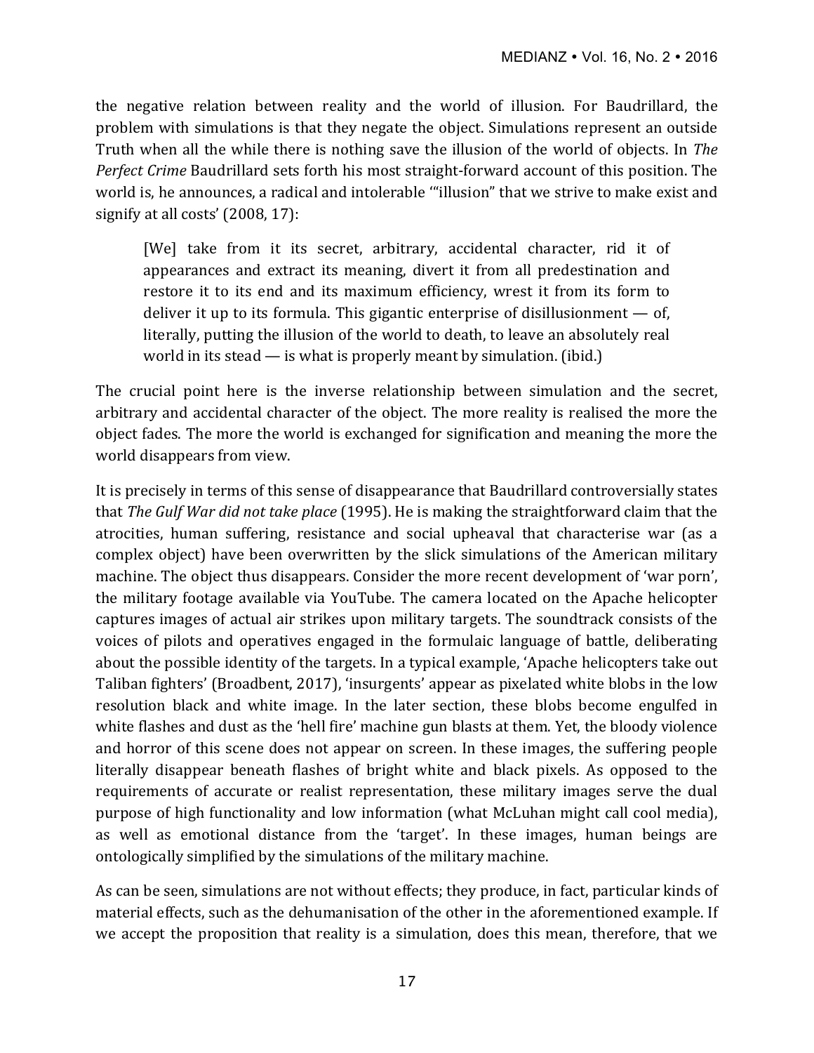the negative relation between reality and the world of illusion. For Baudrillard, the problem with simulations is that they negate the object. Simulations represent an outside Truth when all the while there is nothing save the illusion of the world of objects. In *The Perfect Crime* Baudrillard sets forth his most straight-forward account of this position. The world is, he announces, a radical and intolerable '"illusion" that we strive to make exist and signify at all costs' (2008, 17):

> [We] take from it its secret, arbitrary, accidental character, rid it of appearances and extract its meaning, divert it from all predestination and restore it to its end and its maximum efficiency, wrest it from its form to deliver it up to its formula. This gigantic enterprise of disillusionment — of, literally, putting the illusion of the world to death, to leave an absolutely real world in its stead — is what is properly meant by simulation. (ibid.)

The crucial point here is the inverse relationship between simulation and the secret, arbitrary and accidental character of the object. The more reality is realised the more the object fades. The more the world is exchanged for signification and meaning the more the world disappears from view.

It is precisely in terms of this sense of disappearance that Baudrillard controversially states that *The Gulf War did not take place* (1995). He is making the straightforward claim that the atrocities, human suffering, resistance and social upheaval that characterise war (as a complex object) have been overwritten by the slick simulations of the American military machine. The object thus disappears. Consider the more recent development of 'war porn', the military footage available via YouTube. The camera located on the Apache helicopter captures images of actual air strikes upon military targets. The soundtrack consists of the voices of pilots and operatives engaged in the formulaic language of battle, deliberating about the possible identity of the targets. In a typical example, 'Apache helicopters take out Taliban fighters' (Broadbent, 2017), 'insurgents' appear as pixelated white blobs in the low resolution black and white image. In the later section, these blobs become engulfed in white flashes and dust as the 'hell fire' machine gun blasts at them. Yet, the bloody violence and horror of this scene does not appear on screen. In these images, the suffering people literally disappear beneath flashes of bright white and black pixels. As opposed to the requirements of accurate or realist representation, these military images serve the dual purpose of high functionality and low information (what McLuhan might call cool media), as well as emotional distance from the 'target'. In these images, human beings are ontologically simplified by the simulations of the military machine.

As can be seen, simulations are not without effects; they produce, in fact, particular kinds of material effects, such as the dehumanisation of the other in the aforementioned example. If we accept the proposition that reality is a simulation, does this mean, therefore, that we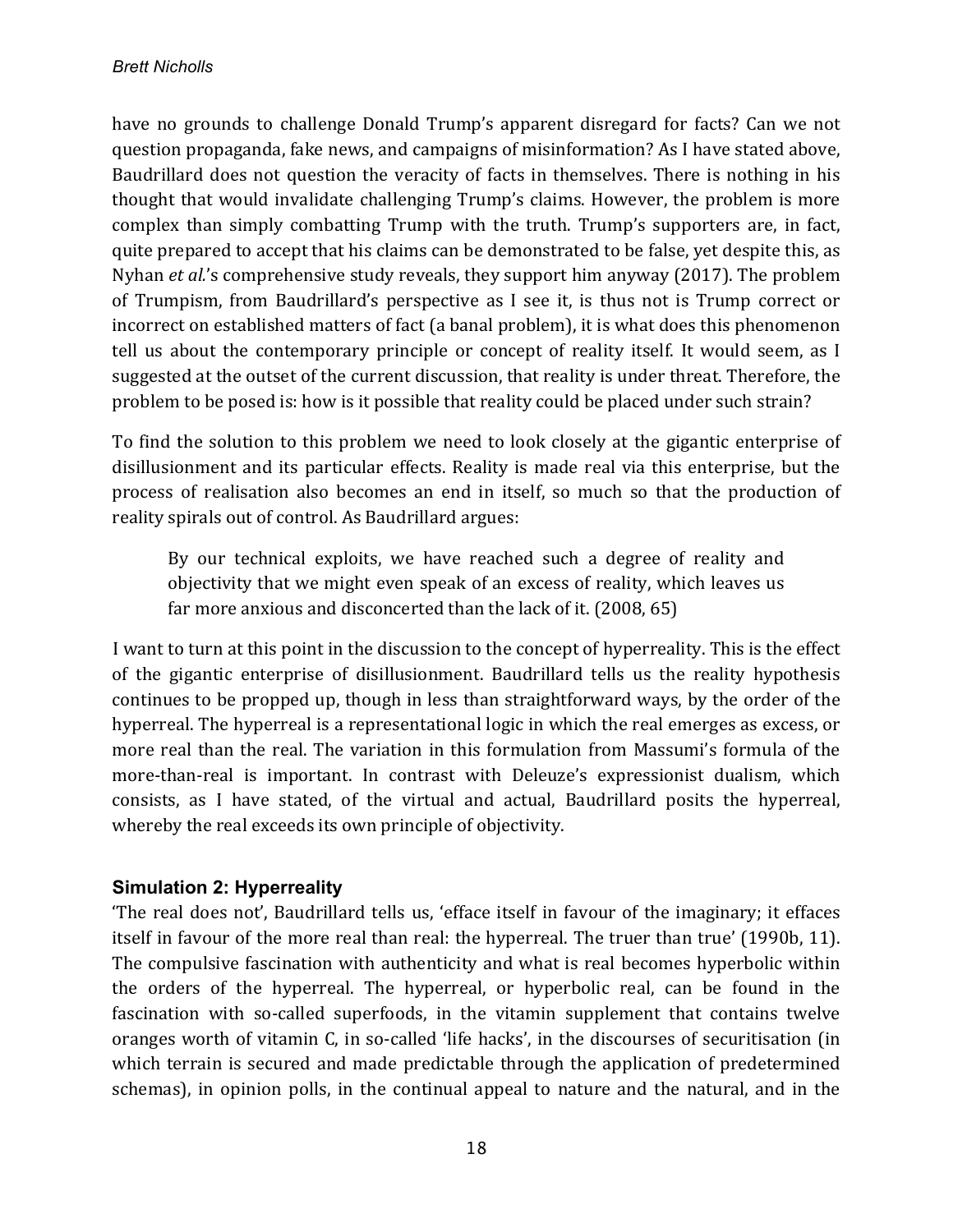have no grounds to challenge Donald Trump's apparent disregard for facts? Can we not question propaganda, fake news, and campaigns of misinformation? As I have stated above, Baudrillard does not question the veracity of facts in themselves. There is nothing in his thought that would invalidate challenging Trump's claims. However, the problem is more complex than simply combatting Trump with the truth. Trump's supporters are, in fact, quite prepared to accept that his claims can be demonstrated to be false, yet despite this, as Nyhan *et al.*'s comprehensive study reveals, they support him anyway (2017). The problem of Trumpism, from Baudrillard's perspective as I see it, is thus not is Trump correct or incorrect on established matters of fact (a banal problem), it is what does this phenomenon tell us about the contemporary principle or concept of reality itself. It would seem, as I suggested at the outset of the current discussion, that reality is under threat. Therefore, the problem to be posed is: how is it possible that reality could be placed under such strain?

To find the solution to this problem we need to look closely at the gigantic enterprise of disillusionment and its particular effects. Reality is made real via this enterprise, but the process of realisation also becomes an end in itself, so much so that the production of reality spirals out of control. As Baudrillard argues:

> By our technical exploits, we have reached such a degree of reality and objectivity that we might even speak of an excess of reality, which leaves us far more anxious and disconcerted than the lack of it. (2008, 65)

I want to turn at this point in the discussion to the concept of hyperreality. This is the effect of the gigantic enterprise of disillusionment. Baudrillard tells us the reality hypothesis continues to be propped up, though in less than straightforward ways, by the order of the hyperreal. The hyperreal is a representational logic in which the real emerges as excess, or more real than the real. The variation in this formulation from Massumi's formula of the more-than-real is important. In contrast with Deleuze's expressionist dualism, which consists, as I have stated, of the virtual and actual, Baudrillard posits the hyperreal, whereby the real exceeds its own principle of objectivity.

### Simulation 2: Hyperreality

'The real does not', Baudrillard tells us, 'efface itself in favour of the imaginary; it effaces itself in favour of the more real than real: the hyperreal. The truer than true' (1990b, 11). The compulsive fascination with authenticity and what is real becomes hyperbolic within the orders of the hyperreal. The hyperreal, or hyperbolic real, can be found in the fascination with so-called superfoods, in the vitamin supplement that contains twelve oranges worth of vitamin C, in so-called 'life hacks', in the discourses of securitisation (in which terrain is secured and made predictable through the application of predetermined schemas), in opinion polls, in the continual appeal to nature and the natural, and in the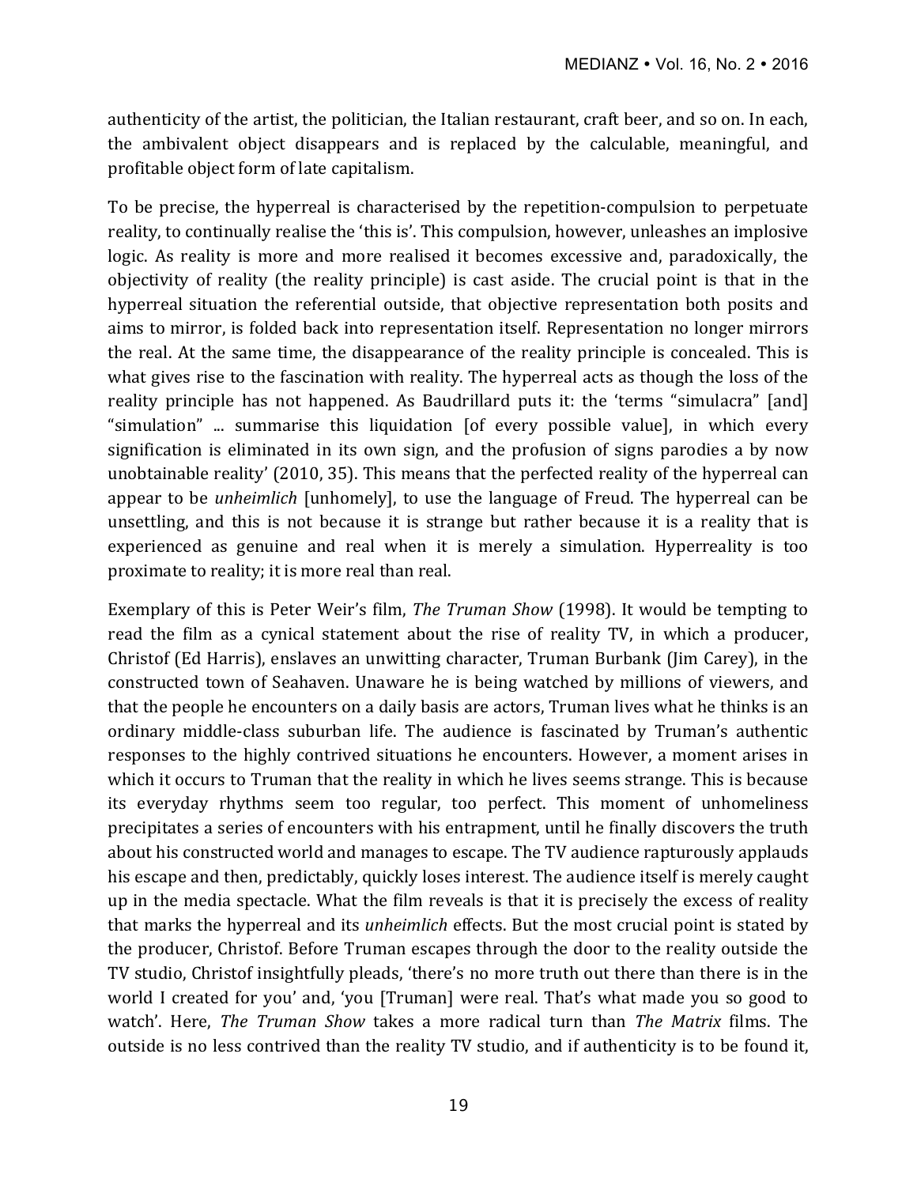authenticity of the artist, the politician, the Italian restaurant, craft beer, and so on. In each, the ambivalent object disappears and is replaced by the calculable, meaningful, and profitable object form of late capitalism.

To be precise, the hyperreal is characterised by the repetition-compulsion to perpetuate reality, to continually realise the 'this is'. This compulsion, however, unleashes an implosive logic. As reality is more and more realised it becomes excessive and, paradoxically, the objectivity of reality (the reality principle) is cast aside. The crucial point is that in the hyperreal situation the referential outside, that objective representation both posits and aims to mirror, is folded back into representation itself. Representation no longer mirrors the real. At the same time, the disappearance of the reality principle is concealed. This is what gives rise to the fascination with reality. The hyperreal acts as though the loss of the reality principle has not happened. As Baudrillard puts it: the 'terms "simulacra" [and] "simulation" ... summarise this liquidation [of every possible value], in which every signification is eliminated in its own sign, and the profusion of signs parodies a by now unobtainable reality' (2010, 35). This means that the perfected reality of the hyperreal can appear to be *unheimlich* [unhomely], to use the language of Freud. The hyperreal can be unsettling, and this is not because it is strange but rather because it is a reality that is experienced as genuine and real when it is merely a simulation. Hyperreality is too proximate to reality; it is more real than real.

Exemplary of this is Peter Weir's film, *The Truman Show* (1998). It would be tempting to read the film as a cynical statement about the rise of reality TV, in which a producer, Christof (Ed Harris), enslaves an unwitting character, Truman Burbank (Jim Carey), in the constructed town of Seahaven. Unaware he is being watched by millions of viewers, and that the people he encounters on a daily basis are actors, Truman lives what he thinks is an ordinary middle-class suburban life. The audience is fascinated by Truman's authentic responses to the highly contrived situations he encounters. However, a moment arises in which it occurs to Truman that the reality in which he lives seems strange. This is because its everyday rhythms seem too regular, too perfect. This moment of unhomeliness precipitates a series of encounters with his entrapment, until he finally discovers the truth about his constructed world and manages to escape. The TV audience rapturously applauds his escape and then, predictably, quickly loses interest. The audience itself is merely caught up in the media spectacle. What the film reveals is that it is precisely the excess of reality that marks the hyperreal and its *unheimlich* effects. But the most crucial point is stated by the producer, Christof. Before Truman escapes through the door to the reality outside the TV studio, Christof insightfully pleads, 'there's no more truth out there than there is in the world I created for you' and, 'you [Truman] were real. That's what made you so good to watch'. Here, *The Truman Show* takes a more radical turn than *The Matrix* films. The outside is no less contrived than the reality TV studio, and if authenticity is to be found it,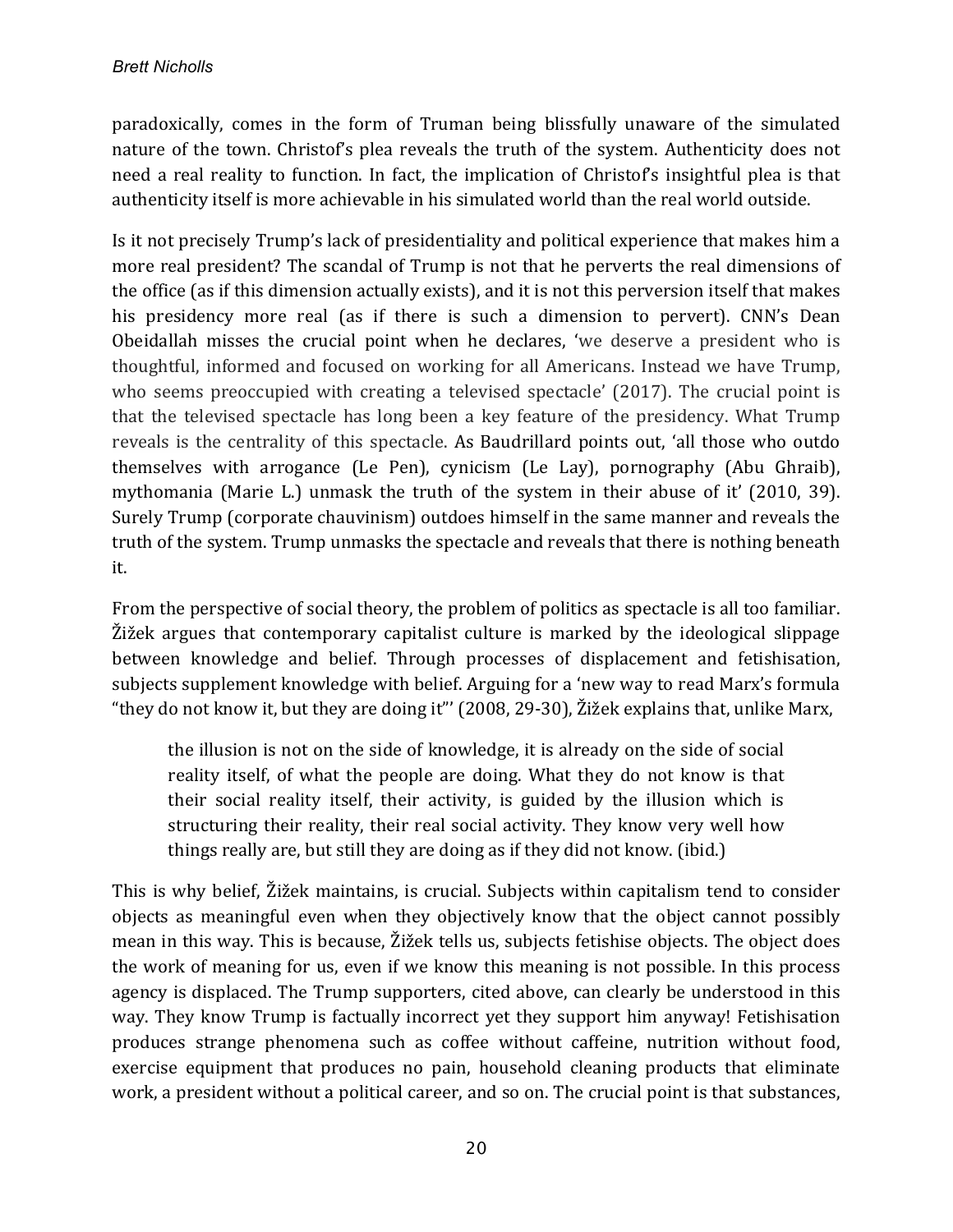paradoxically, comes in the form of Truman being blissfully unaware of the simulated nature of the town. Christof's plea reveals the truth of the system. Authenticity does not need a real reality to function. In fact, the implication of Christof's insightful plea is that authenticity itself is more achievable in his simulated world than the real world outside.

Is it not precisely Trump's lack of presidentiality and political experience that makes him a more real president? The scandal of Trump is not that he perverts the real dimensions of the office (as if this dimension actually exists), and it is not this perversion itself that makes his presidency more real (as if there is such a dimension to pervert). CNN's Dean Obeidallah misses the crucial point when he declares, 'we deserve a president who is thoughtful, informed and focused on working for all Americans. Instead we have Trump, who seems preoccupied with creating a televised spectacle' (2017). The crucial point is that the televised spectacle has long been a key feature of the presidency. What Trump reveals is the centrality of this spectacle. As Baudrillard points out, 'all those who outdo themselves with arrogance (Le Pen), cynicism (Le Lay), pornography (Abu Ghraib), mythomania (Marie L.) unmask the truth of the system in their abuse of it' (2010, 39). Surely Trump (corporate chauvinism) outdoes himself in the same manner and reveals the truth of the system. Trump unmasks the spectacle and reveals that there is nothing beneath it.

From the perspective of social theory, the problem of politics as spectacle is all too familiar. Žižek argues that contemporary capitalist culture is marked by the ideological slippage between knowledge and belief. Through processes of displacement and fetishisation, subjects supplement knowledge with belief. Arguing for a 'new way to read Marx's formula "they do not know it, but they are doing it"' (2008, 29-30), Žižek explains that, unlike Marx,

> the illusion is not on the side of knowledge, it is already on the side of social reality itself, of what the people are doing. What they do not know is that their social reality itself, their activity, is guided by the illusion which is structuring their reality, their real social activity. They know very well how things really are, but still they are doing as if they did not know. (ibid.)

This is why belief, Žižek maintains, is crucial. Subjects within capitalism tend to consider objects as meaningful even when they objectively know that the object cannot possibly mean in this way. This is because, Žižek tells us, subjects fetishise objects. The object does the work of meaning for us, even if we know this meaning is not possible. In this process agency is displaced. The Trump supporters, cited above, can clearly be understood in this way. They know Trump is factually incorrect yet they support him anyway! Fetishisation produces strange phenomena such as coffee without caffeine, nutrition without food, exercise equipment that produces no pain, household cleaning products that eliminate work, a president without a political career, and so on. The crucial point is that substances,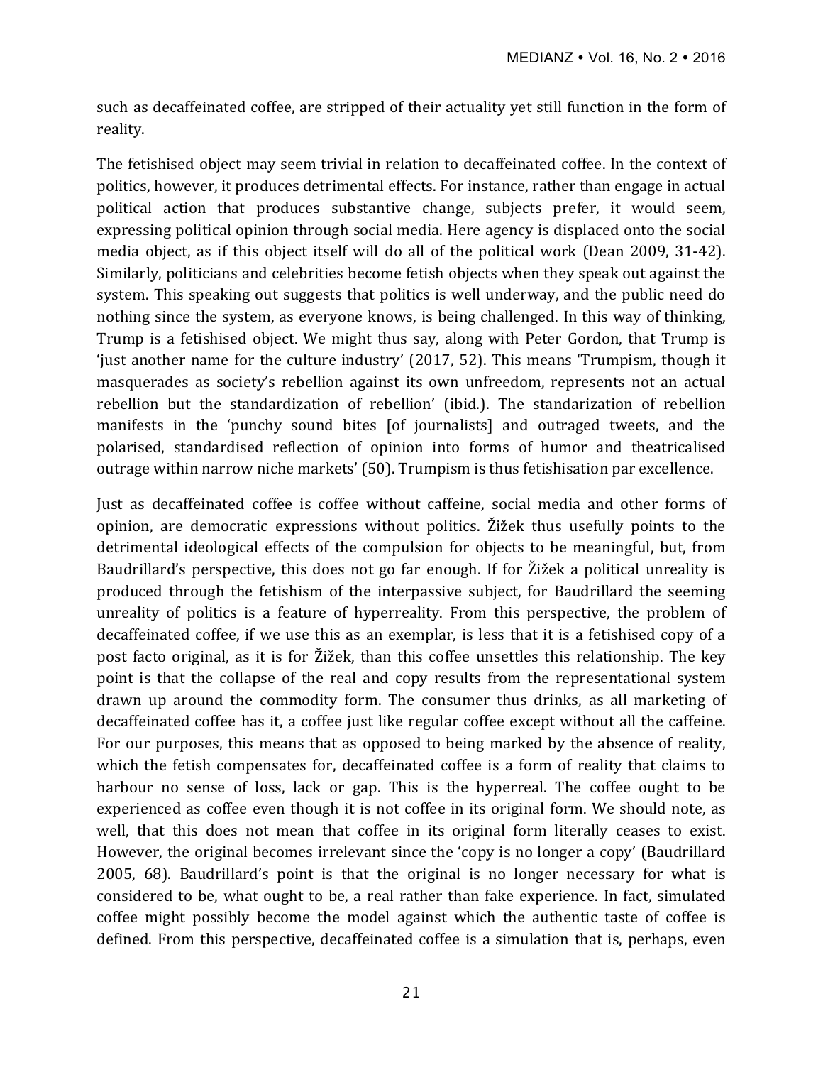such as decaffeinated coffee, are stripped of their actuality yet still function in the form of reality.

The fetishised object may seem trivial in relation to decaffeinated coffee. In the context of politics, however, it produces detrimental effects. For instance, rather than engage in actual political action that produces substantive change, subjects prefer, it would seem, expressing political opinion through social media. Here agency is displaced onto the social media object, as if this object itself will do all of the political work (Dean 2009, 31-42). Similarly, politicians and celebrities become fetish objects when they speak out against the system. This speaking out suggests that politics is well underway, and the public need do nothing since the system, as everyone knows, is being challenged. In this way of thinking, Trump is a fetishised object. We might thus say, along with Peter Gordon, that Trump is 'just another name for the culture industry' (2017, 52). This means 'Trumpism, though it masquerades as society's rebellion against its own unfreedom, represents not an actual rebellion but the standardization of rebellion' (ibid.). The standarization of rebellion manifests in the 'punchy sound bites [of journalists] and outraged tweets, and the polarised, standardised reflection of opinion into forms of humor and theatricalised outrage within narrow niche markets' (50). Trumpism is thus fetishisation par excellence.

Just as decaffeinated coffee is coffee without caffeine, social media and other forms of opinion, are democratic expressions without politics. Žižek thus usefully points to the detrimental ideological effects of the compulsion for objects to be meaningful, but, from Baudrillard's perspective, this does not go far enough. If for Žižek a political unreality is produced through the fetishism of the interpassive subject, for Baudrillard the seeming unreality of politics is a feature of hyperreality. From this perspective, the problem of decaffeinated coffee, if we use this as an exemplar, is less that it is a fetishised copy of a post facto original, as it is for Žižek, than this coffee unsettles this relationship. The key point is that the collapse of the real and copy results from the representational system drawn up around the commodity form. The consumer thus drinks, as all marketing of decaffeinated coffee has it, a coffee just like regular coffee except without all the caffeine. For our purposes, this means that as opposed to being marked by the absence of reality, which the fetish compensates for, decaffeinated coffee is a form of reality that claims to harbour no sense of loss, lack or gap. This is the hyperreal. The coffee ought to be experienced as coffee even though it is not coffee in its original form. We should note, as well, that this does not mean that coffee in its original form literally ceases to exist. However, the original becomes irrelevant since the 'copy is no longer a copy' (Baudrillard 2005, 68). Baudrillard's point is that the original is no longer necessary for what is considered to be, what ought to be, a real rather than fake experience. In fact, simulated coffee might possibly become the model against which the authentic taste of coffee is defined. From this perspective, decaffeinated coffee is a simulation that is, perhaps, even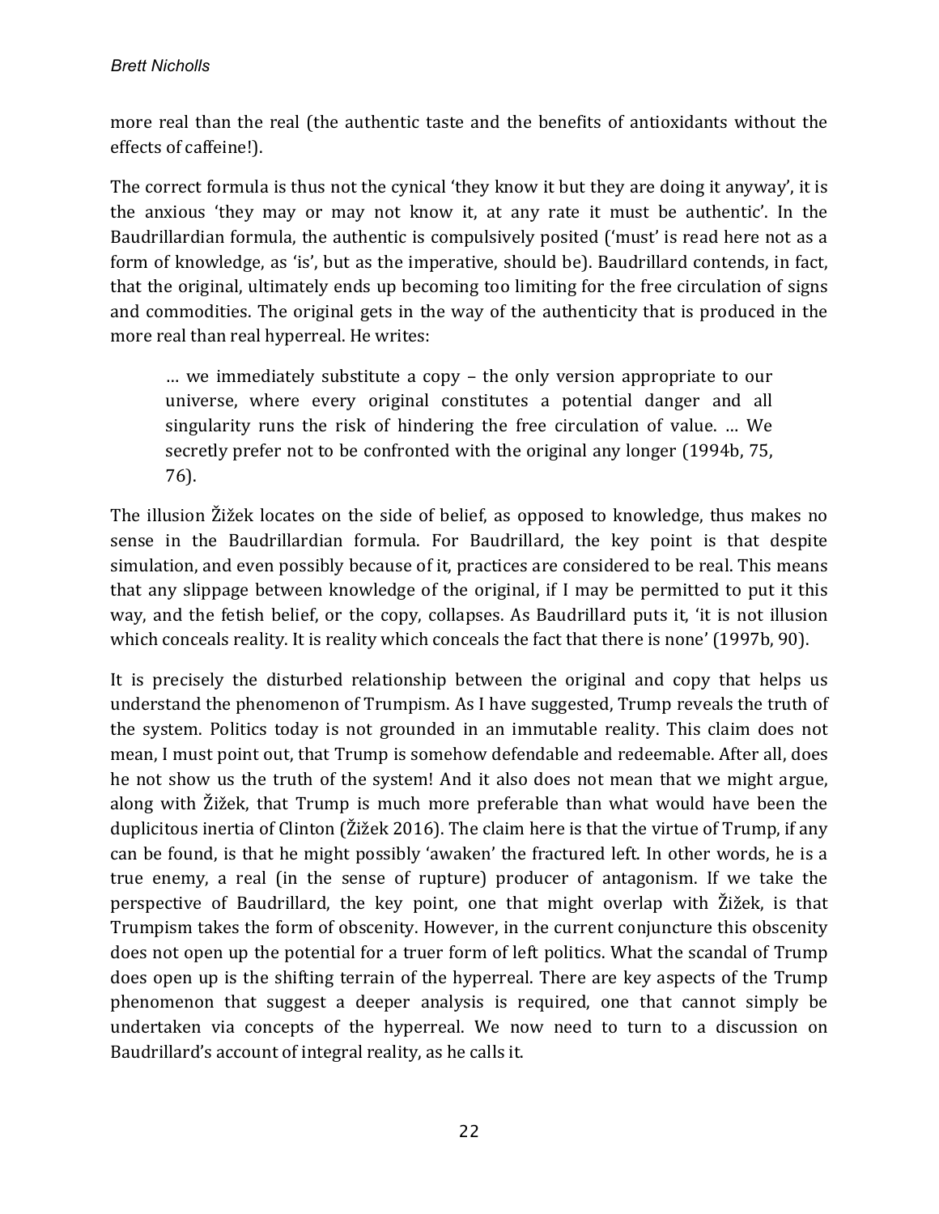more real than the real (the authentic taste and the benefits of antioxidants without the effects of caffeine!).

The correct formula is thus not the cynical 'they know it but they are doing it anyway', it is the anxious 'they may or may not know it, at any rate it must be authentic'. In the Baudrillardian formula, the authentic is compulsively posited ('must' is read here not as a form of knowledge, as 'is', but as the imperative, should be). Baudrillard contends, in fact, that the original, ultimately ends up becoming too limiting for the free circulation of signs and commodities. The original gets in the way of the authenticity that is produced in the more real than real hyperreal. He writes:

> … we immediately substitute a copy – the only version appropriate to our universe, where every original constitutes a potential danger and all singularity runs the risk of hindering the free circulation of value. … We secretly prefer not to be confronted with the original any longer (1994b, 75, 76).

The illusion Žižek locates on the side of belief, as opposed to knowledge, thus makes no sense in the Baudrillardian formula. For Baudrillard, the key point is that despite simulation, and even possibly because of it, practices are considered to be real. This means that any slippage between knowledge of the original, if I may be permitted to put it this way, and the fetish belief, or the copy, collapses. As Baudrillard puts it, 'it is not illusion which conceals reality. It is reality which conceals the fact that there is none' (1997b, 90).

It is precisely the disturbed relationship between the original and copy that helps us understand the phenomenon of Trumpism. As I have suggested, Trump reveals the truth of the system. Politics today is not grounded in an immutable reality. This claim does not mean, I must point out, that Trump is somehow defendable and redeemable. After all, does he not show us the truth of the system! And it also does not mean that we might argue, along with Žižek, that Trump is much more preferable than what would have been the duplicitous inertia of Clinton (Žižek 2016). The claim here is that the virtue of Trump, if any can be found, is that he might possibly 'awaken' the fractured left. In other words, he is a true enemy, a real (in the sense of rupture) producer of antagonism. If we take the perspective of Baudrillard, the key point, one that might overlap with Žižek, is that Trumpism takes the form of obscenity. However, in the current conjuncture this obscenity does not open up the potential for a truer form of left politics. What the scandal of Trump does open up is the shifting terrain of the hyperreal. There are key aspects of the Trump phenomenon that suggest a deeper analysis is required, one that cannot simply be undertaken via concepts of the hyperreal. We now need to turn to a discussion on Baudrillard's account of integral reality, as he calls it.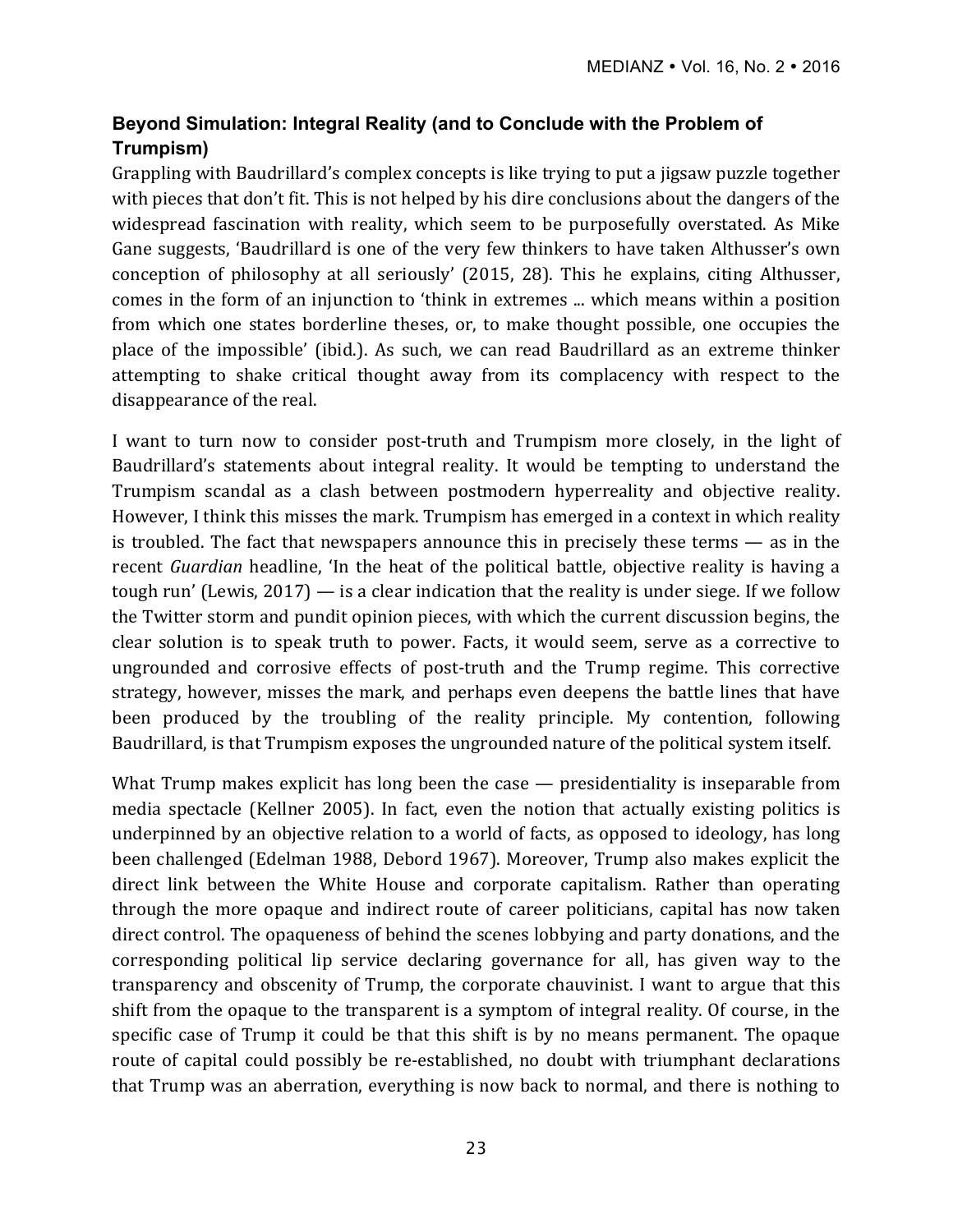### Beyond Simulation: Integral Reality (and to Conclude with the Problem of Trumpism)

Grappling with Baudrillard's complex concepts is like trying to put a jigsaw puzzle together with pieces that don't fit. This is not helped by his dire conclusions about the dangers of the widespread fascination with reality, which seem to be purposefully overstated. As Mike Gane suggests, 'Baudrillard is one of the very few thinkers to have taken Althusser's own conception of philosophy at all seriously' (2015, 28). This he explains, citing Althusser, comes in the form of an injunction to 'think in extremes ... which means within a position from which one states borderline theses, or, to make thought possible, one occupies the place of the impossible' (ibid.). As such, we can read Baudrillard as an extreme thinker attempting to shake critical thought away from its complacency with respect to the disappearance of the real.

I want to turn now to consider post-truth and Trumpism more closely, in the light of Baudrillard's statements about integral reality. It would be tempting to understand the Trumpism scandal as a clash between postmodern hyperreality and objective reality. However, I think this misses the mark. Trumpism has emerged in a context in which reality is troubled. The fact that newspapers announce this in precisely these terms — as in the recent *Guardian* headline, 'In the heat of the political battle, objective reality is having a tough run' (Lewis, 2017) — is a clear indication that the reality is under siege. If we follow the Twitter storm and pundit opinion pieces, with which the current discussion begins, the clear solution is to speak truth to power. Facts, it would seem, serve as a corrective to ungrounded and corrosive effects of post-truth and the Trump regime. This corrective strategy, however, misses the mark, and perhaps even deepens the battle lines that have been produced by the troubling of the reality principle. My contention, following Baudrillard, is that Trumpism exposes the ungrounded nature of the political system itself.

What Trump makes explicit has long been the case — presidentiality is inseparable from media spectacle (Kellner 2005). In fact, even the notion that actually existing politics is underpinned by an objective relation to a world of facts, as opposed to ideology, has long been challenged (Edelman 1988, Debord 1967). Moreover, Trump also makes explicit the direct link between the White House and corporate capitalism. Rather than operating through the more opaque and indirect route of career politicians, capital has now taken direct control. The opaqueness of behind the scenes lobbying and party donations, and the corresponding political lip service declaring governance for all, has given way to the transparency and obscenity of Trump, the corporate chauvinist. I want to argue that this shift from the opaque to the transparent is a symptom of integral reality. Of course, in the specific case of Trump it could be that this shift is by no means permanent. The opaque route of capital could possibly be re-established, no doubt with triumphant declarations that Trump was an aberration, everything is now back to normal, and there is nothing to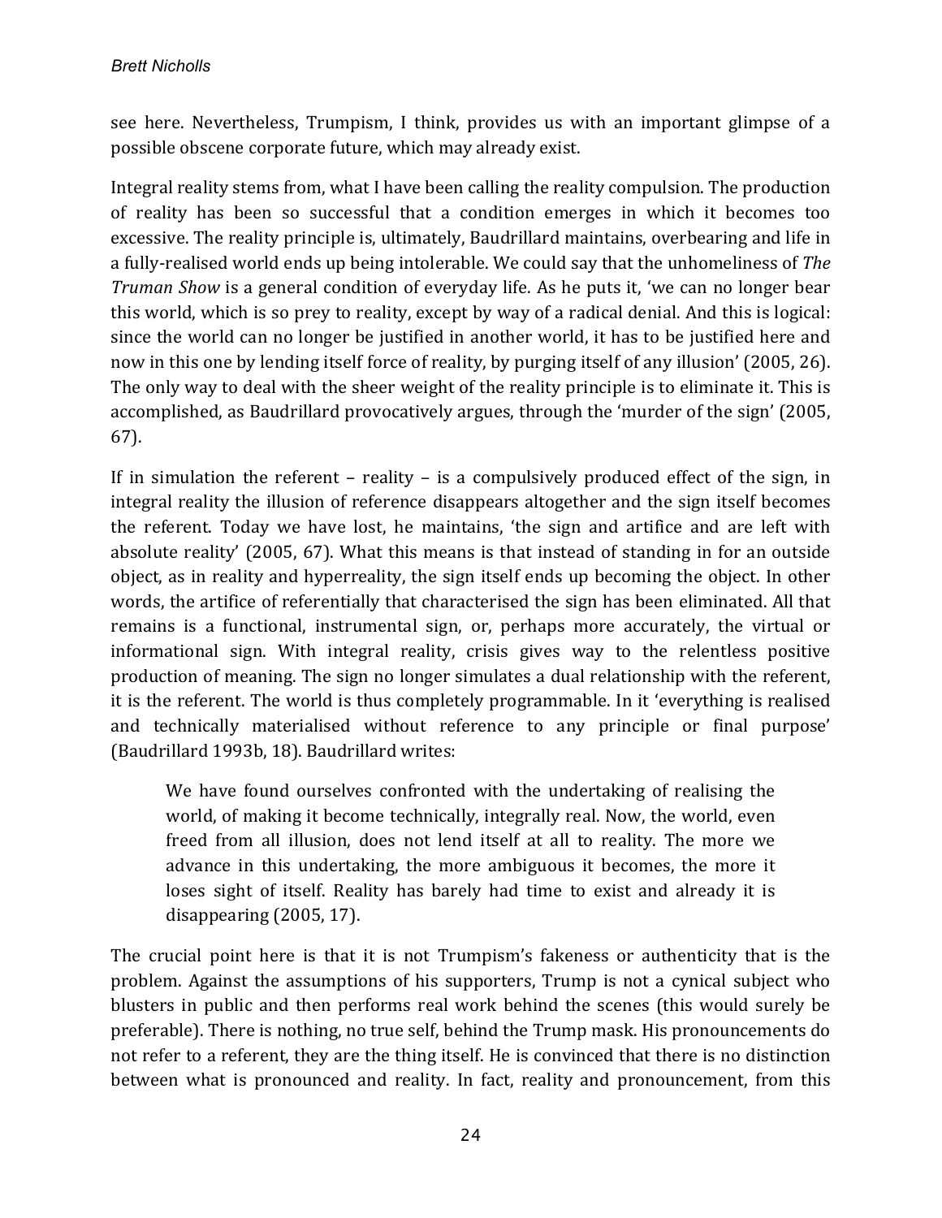see here. Nevertheless, Trumpism, I think, provides us with an important glimpse of a possible obscene corporate future, which may already exist.

Integral reality stems from, what I have been calling the reality compulsion. The production of reality has been so successful that a condition emerges in which it becomes too excessive. The reality principle is, ultimately, Baudrillard maintains, overbearing and life in a fully-realised world ends up being intolerable. We could say that the unhomeliness of *The Truman Show* is a general condition of everyday life. As he puts it, 'we can no longer bear this world, which is so prey to reality, except by way of a radical denial. And this is logical: since the world can no longer be justified in another world, it has to be justified here and now in this one by lending itself force of reality, by purging itself of any illusion' (2005, 26). The only way to deal with the sheer weight of the reality principle is to eliminate it. This is accomplished, as Baudrillard provocatively argues, through the 'murder of the sign' (2005, 67).

If in simulation the referent – reality – is a compulsively produced effect of the sign, in integral reality the illusion of reference disappears altogether and the sign itself becomes the referent. Today we have lost, he maintains, 'the sign and artifice and are left with absolute reality' (2005, 67). What this means is that instead of standing in for an outside object, as in reality and hyperreality, the sign itself ends up becoming the object. In other words, the artifice of referentially that characterised the sign has been eliminated. All that remains is a functional, instrumental sign, or, perhaps more accurately, the virtual or informational sign. With integral reality, crisis gives way to the relentless positive production of meaning. The sign no longer simulates a dual relationship with the referent, it is the referent. The world is thus completely programmable. In it 'everything is realised and technically materialised without reference to any principle or final purpose' (Baudrillard 1993b, 18). Baudrillard writes:

> We have found ourselves confronted with the undertaking of realising the world, of making it become technically, integrally real. Now, the world, even freed from all illusion, does not lend itself at all to reality. The more we advance in this undertaking, the more ambiguous it becomes, the more it loses sight of itself. Reality has barely had time to exist and already it is disappearing (2005, 17).

The crucial point here is that it is not Trumpism's fakeness or authenticity that is the problem. Against the assumptions of his supporters, Trump is not a cynical subject who blusters in public and then performs real work behind the scenes (this would surely be preferable). There is nothing, no true self, behind the Trump mask. His pronouncements do not refer to a referent, they are the thing itself. He is convinced that there is no distinction between what is pronounced and reality. In fact, reality and pronouncement, from this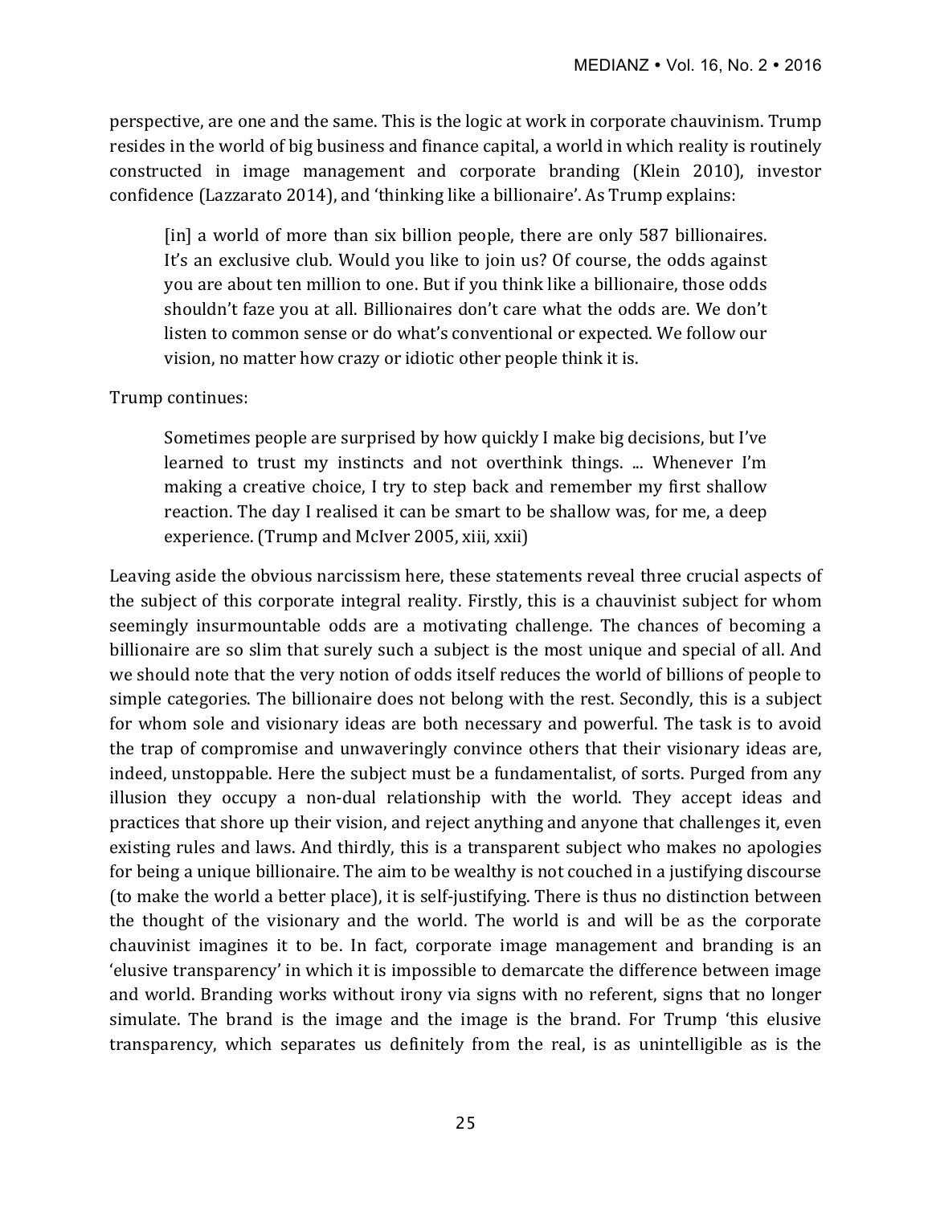perspective, are one and the same. This is the logic at work in corporate chauvinism. Trump resides in the world of big business and finance capital, a world in which reality is routinely constructed in image management and corporate branding (Klein 2010), investor confidence (Lazzarato 2014), and 'thinking like a billionaire'. As Trump explains:

> [in] a world of more than six billion people, there are only 587 billionaires. It's an exclusive club. Would you like to join us? Of course, the odds against you are about ten million to one. But if you think like a billionaire, those odds shouldn't faze you at all. Billionaires don't care what the odds are. We don't listen to common sense or do what's conventional or expected. We follow our vision, no matter how crazy or idiotic other people think it is.

Trump continues:

> Sometimes people are surprised by how quickly I make big decisions, but I've learned to trust my instincts and not overthink things. ... Whenever I'm making a creative choice, I try to step back and remember my first shallow reaction. The day I realised it can be smart to be shallow was, for me, a deep experience. (Trump and McIver 2005, xiii, xxii)

Leaving aside the obvious narcissism here, these statements reveal three crucial aspects of the subject of this corporate integral reality. Firstly, this is a chauvinist subject for whom seemingly insurmountable odds are a motivating challenge. The chances of becoming a billionaire are so slim that surely such a subject is the most unique and special of all. And we should note that the very notion of odds itself reduces the world of billions of people to simple categories. The billionaire does not belong with the rest. Secondly, this is a subject for whom sole and visionary ideas are both necessary and powerful. The task is to avoid the trap of compromise and unwaveringly convince others that their visionary ideas are, indeed, unstoppable. Here the subject must be a fundamentalist, of sorts. Purged from any illusion they occupy a non-dual relationship with the world. They accept ideas and practices that shore up their vision, and reject anything and anyone that challenges it, even existing rules and laws. And thirdly, this is a transparent subject who makes no apologies for being a unique billionaire. The aim to be wealthy is not couched in a justifying discourse (to make the world a better place), it is self-justifying. There is thus no distinction between the thought of the visionary and the world. The world is and will be as the corporate chauvinist imagines it to be. In fact, corporate image management and branding is an 'elusive transparency' in which it is impossible to demarcate the difference between image and world. Branding works without irony via signs with no referent, signs that no longer simulate. The brand is the image and the image is the brand. For Trump 'this elusive transparency, which separates us definitely from the real, is as unintelligible as is the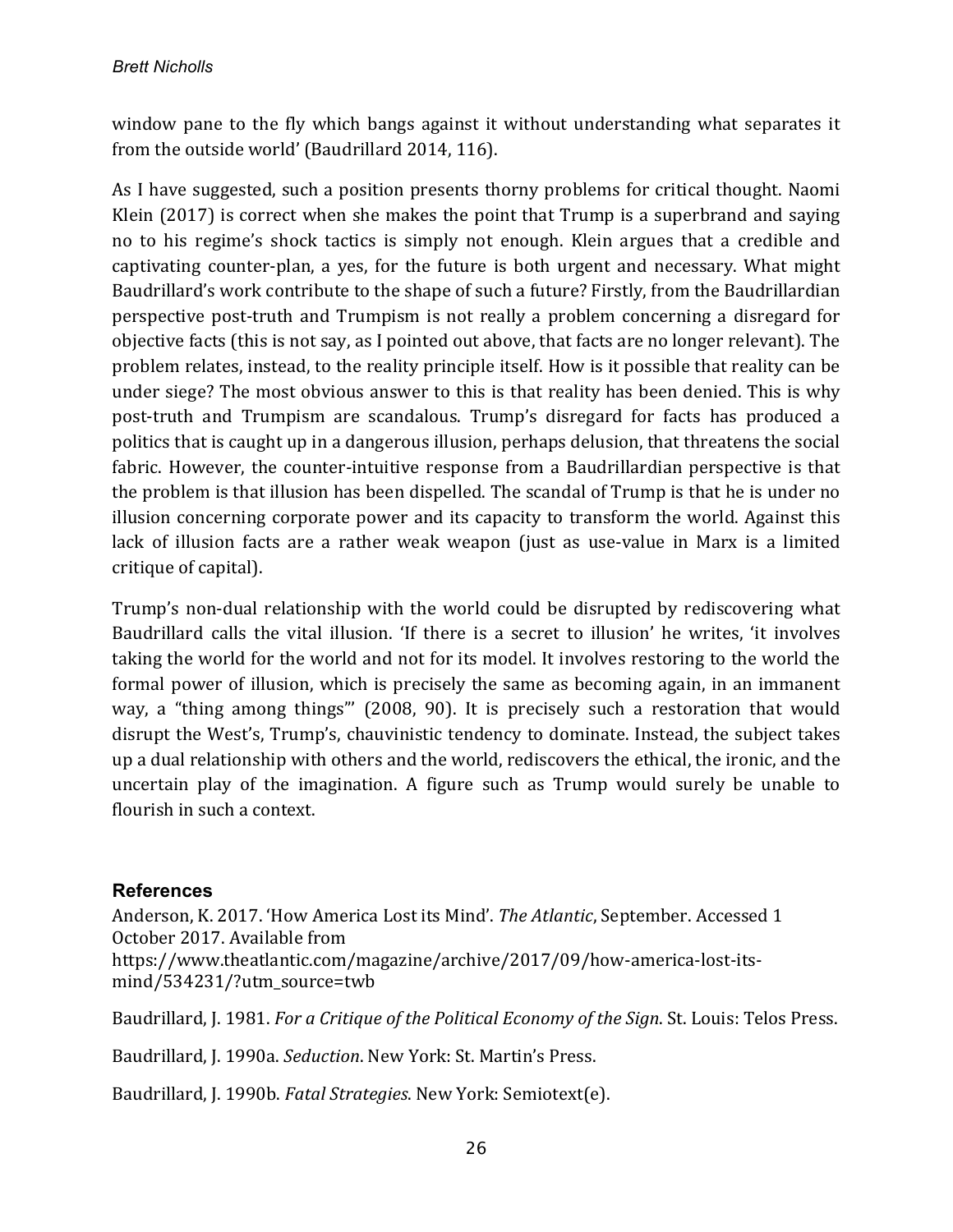window pane to the fly which bangs against it without understanding what separates it from the outside world' (Baudrillard 2014, 116).

As I have suggested, such a position presents thorny problems for critical thought. Naomi Klein (2017) is correct when she makes the point that Trump is a superbrand and saying no to his regime's shock tactics is simply not enough. Klein argues that a credible and captivating counter-plan, a yes, for the future is both urgent and necessary. What might Baudrillard's work contribute to the shape of such a future? Firstly, from the Baudrillardian perspective post-truth and Trumpism is not really a problem concerning a disregard for objective facts (this is not say, as I pointed out above, that facts are no longer relevant). The problem relates, instead, to the reality principle itself. How is it possible that reality can be under siege? The most obvious answer to this is that reality has been denied. This is why post-truth and Trumpism are scandalous. Trump's disregard for facts has produced a politics that is caught up in a dangerous illusion, perhaps delusion, that threatens the social fabric. However, the counter-intuitive response from a Baudrillardian perspective is that the problem is that illusion has been dispelled. The scandal of Trump is that he is under no illusion concerning corporate power and its capacity to transform the world. Against this lack of illusion facts are a rather weak weapon (just as use-value in Marx is a limited critique of capital).

Trump's non-dual relationship with the world could be disrupted by rediscovering what Baudrillard calls the vital illusion. 'If there is a secret to illusion' he writes, 'it involves taking the world for the world and not for its model. It involves restoring to the world the formal power of illusion, which is precisely the same as becoming again, in an immanent way, a "thing among things"' (2008, 90). It is precisely such a restoration that would disrupt the West's, Trump's, chauvinistic tendency to dominate. Instead, the subject takes up a dual relationship with others and the world, rediscovers the ethical, the ironic, and the uncertain play of the imagination. A figure such as Trump would surely be unable to flourish in such a context.

## References

Anderson, K. 2017. 'How America Lost its Mind'. *The Atlantic*, September. Accessed 1 October 2017. Available from https://www.theatlantic.com/magazine/archive/2017/09/how-america-lost-its-mind/534231/?utm_source=twb

Baudrillard, J. 1981. *For a Critique of the Political Economy of the Sign*. St. Louis: Telos Press.

Baudrillard, J. 1990a. *Seduction*. New York: St. Martin's Press.

Baudrillard, J. 1990b. *Fatal Strategies*. New York: Semiotext(e).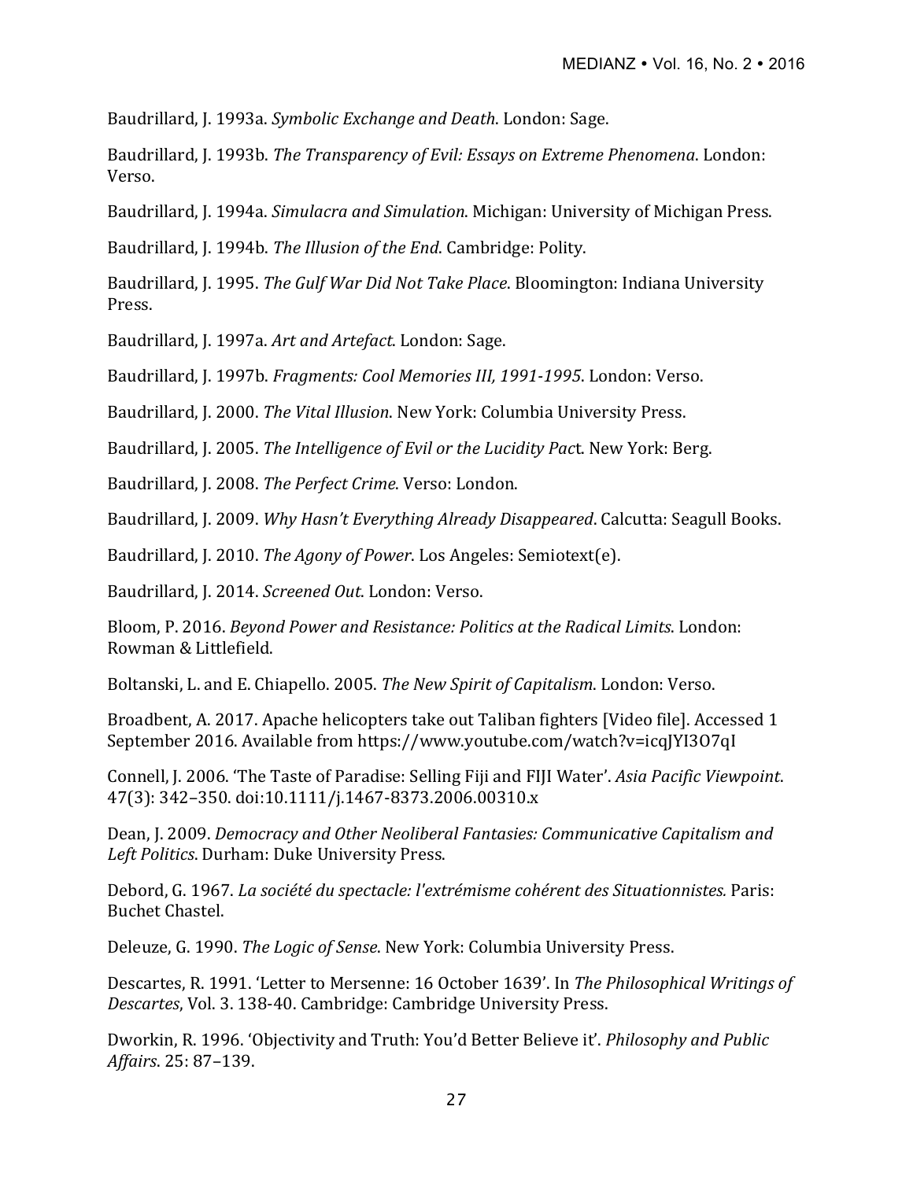Baudrillard, J. 1993a. *Symbolic Exchange and Death*. London: Sage.

Baudrillard, J. 1993b. *The Transparency of Evil: Essays on Extreme Phenomena*. London: Verso.

Baudrillard, J. 1994a. *Simulacra and Simulation*. Michigan: University of Michigan Press.

Baudrillard, J. 1994b. *The Illusion of the End*. Cambridge: Polity.

Baudrillard, J. 1995. *The Gulf War Did Not Take Place*. Bloomington: Indiana University Press.

Baudrillard, J. 1997a. *Art and Artefact*. London: Sage.

Baudrillard, J. 1997b. *Fragments: Cool Memories III, 1991-1995*. London: Verso.

Baudrillard, J. 2000. *The Vital Illusion*. New York: Columbia University Press.

Baudrillard, J. 2005. *The Intelligence of Evil or the Lucidity Pac*t. New York: Berg.

Baudrillard, J. 2008. *The Perfect Crime*. Verso: London.

Baudrillard, J. 2009. *Why Hasn't Everything Already Disappeared*. Calcutta: Seagull Books.

Baudrillard, J. 2010. *The Agony of Power*. Los Angeles: Semiotext(e).

Baudrillard, J. 2014. *Screened Out*. London: Verso.

Bloom, P. 2016. *Beyond Power and Resistance: Politics at the Radical Limits*. London: Rowman & Littlefield.

Boltanski, L. and E. Chiapello. 2005. *The New Spirit of Capitalism*. London: Verso.

Broadbent, A. 2017. Apache helicopters take out Taliban fighters [Video file]. Accessed 1 September 2016. Available from https://www.youtube.com/watch?v=icqJYI3O7qI

Connell, J. 2006. 'The Taste of Paradise: Selling Fiji and FIJI Water'. *Asia Pacific Viewpoint*. 47(3): 342–350. doi:10.1111/j.1467-8373.2006.00310.x

Dean, J. 2009. *Democracy and Other Neoliberal Fantasies: Communicative Capitalism and Left Politics*. Durham: Duke University Press.

Debord, G. 1967. *La société du spectacle: l'extrémisme cohérent des Situationnistes.* Paris: Buchet Chastel.

Deleuze, G. 1990. *The Logic of Sense*. New York: Columbia University Press.

Descartes, R. 1991. 'Letter to Mersenne: 16 October 1639'. In *The Philosophical Writings of Descartes*, Vol. 3. 138-40. Cambridge: Cambridge University Press.

Dworkin, R. 1996. 'Objectivity and Truth: You'd Better Believe it'. *Philosophy and Public Affairs*. 25: 87–139.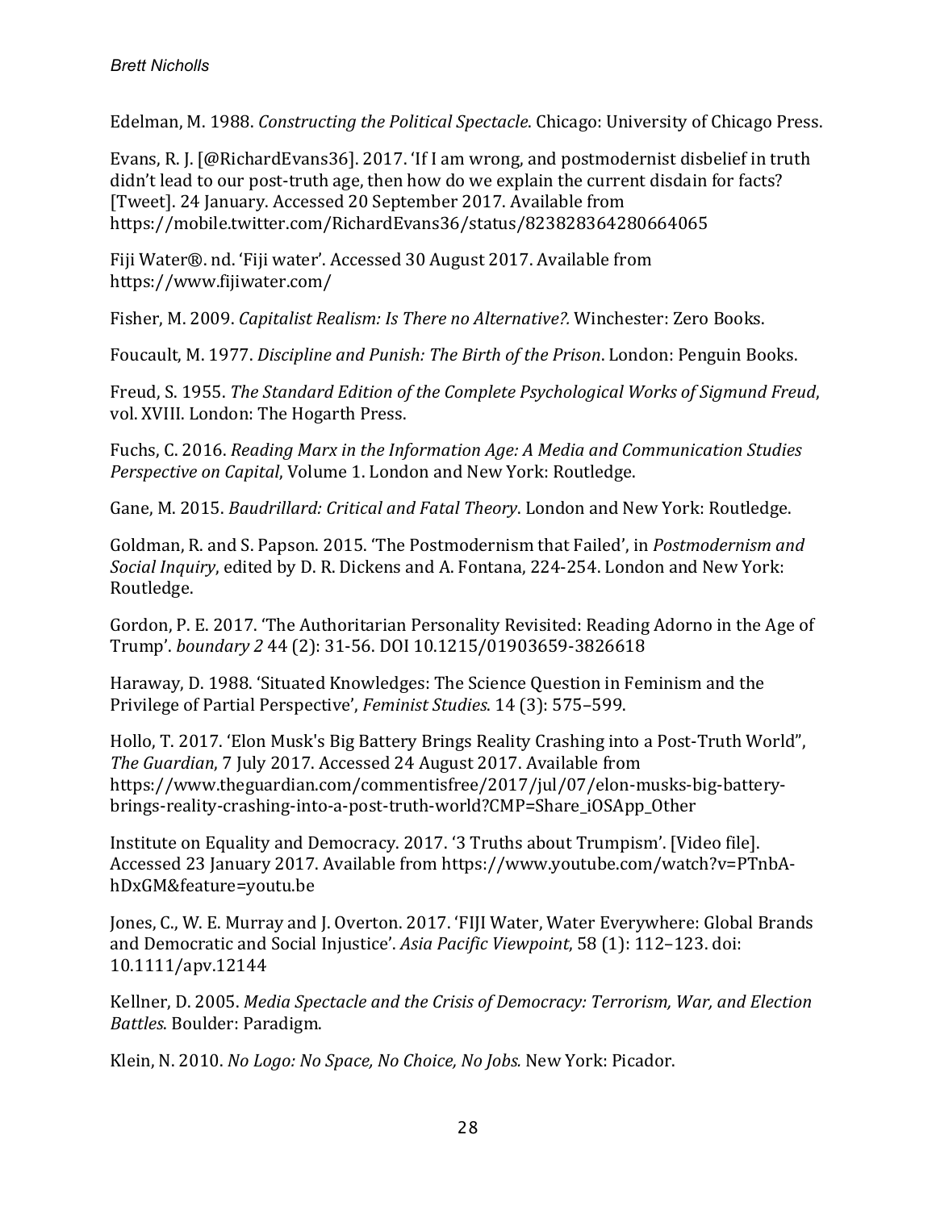Edelman, M. 1988. *Constructing the Political Spectacle*. Chicago: University of Chicago Press.

Evans, R. J. [@RichardEvans36]. 2017. 'If I am wrong, and postmodernist disbelief in truth didn't lead to our post-truth age, then how do we explain the current disdain for facts? [Tweet]. 24 January. Accessed 20 September 2017. Available from https://mobile.twitter.com/RichardEvans36/status/823828364280664065

Fiji Water®. nd. 'Fiji water'. Accessed 30 August 2017. Available from https://www.fijiwater.com/

Fisher, M. 2009. *Capitalist Realism: Is There no Alternative?.* Winchester: Zero Books.

Foucault, M. 1977. *Discipline and Punish: The Birth of the Prison*. London: Penguin Books.

Freud, S. 1955. *The Standard Edition of the Complete Psychological Works of Sigmund Freud*, vol. XVIII. London: The Hogarth Press.

Fuchs, C. 2016. *Reading Marx in the Information Age: A Media and Communication Studies Perspective on Capital*, Volume 1. London and New York: Routledge.

Gane, M. 2015. *Baudrillard: Critical and Fatal Theory*. London and New York: Routledge.

Goldman, R. and S. Papson. 2015. 'The Postmodernism that Failed', in *Postmodernism and Social Inquiry*, edited by D. R. Dickens and A. Fontana, 224-254. London and New York: Routledge.

Gordon, P. E. 2017. 'The Authoritarian Personality Revisited: Reading Adorno in the Age of Trump'. *boundary 2* 44 (2): 31-56. DOI 10.1215/01903659-3826618

Haraway, D. 1988. 'Situated Knowledges: The Science Question in Feminism and the Privilege of Partial Perspective', *Feminist Studies*. 14 (3): 575–599.

Hollo, T. 2017. 'Elon Musk's Big Battery Brings Reality Crashing into a Post-Truth World", *The Guardian*, 7 July 2017. Accessed 24 August 2017. Available from https://www.theguardian.com/commentisfree/2017/jul/07/elon-musks-big-battery-brings-reality-crashing-into-a-post-truth-world?CMP=Share_iOSApp_Other

Institute on Equality and Democracy. 2017. '3 Truths about Trumpism'. [Video file]. Accessed 23 January 2017. Available from https://www.youtube.com/watch?v=PTnbA-hDxGM&feature=youtu.be

Jones, C., W. E. Murray and J. Overton. 2017. 'FIJI Water, Water Everywhere: Global Brands and Democratic and Social Injustice'. *Asia Pacific Viewpoint*, 58 (1): 112–123. doi: 10.1111/apv.12144

Kellner, D. 2005. *Media Spectacle and the Crisis of Democracy: Terrorism, War, and Election Battles*. Boulder: Paradigm.

Klein, N. 2010. *No Logo: No Space, No Choice, No Jobs.* New York: Picador.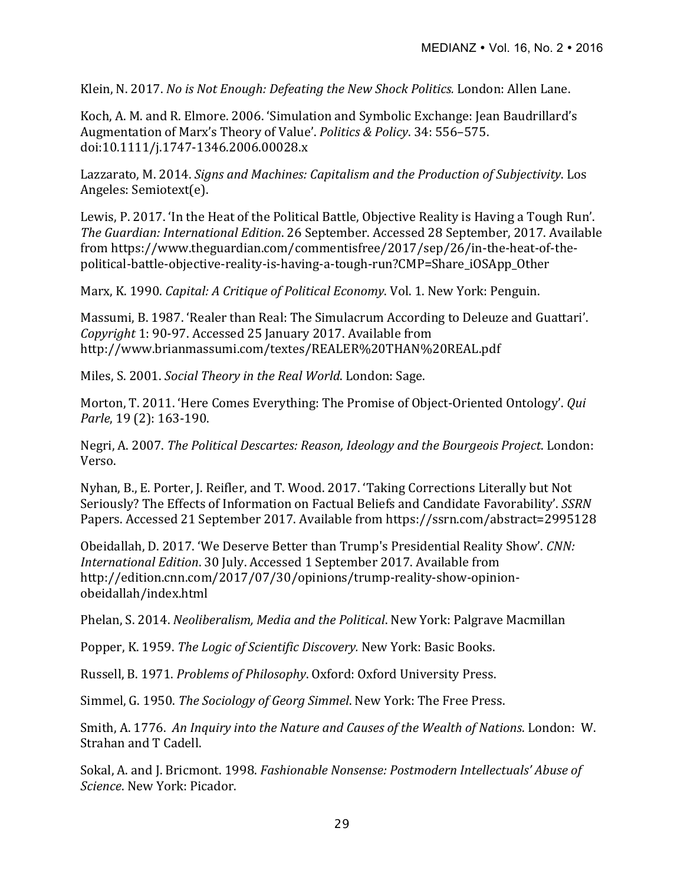Klein, N. 2017. *No is Not Enough: Defeating the New Shock Politics.* London: Allen Lane.

Koch, A. M. and R. Elmore. 2006. 'Simulation and Symbolic Exchange: Jean Baudrillard's Augmentation of Marx's Theory of Value'. *Politics & Policy*. 34: 556–575. doi:10.1111/j.1747-1346.2006.00028.x

Lazzarato, M. 2014. *Signs and Machines: Capitalism and the Production of Subjectivity*. Los Angeles: Semiotext(e).

Lewis, P. 2017. 'In the Heat of the Political Battle, Objective Reality is Having a Tough Run'. *The Guardian: International Edition*. 26 September. Accessed 28 September, 2017. Available from https://www.theguardian.com/commentisfree/2017/sep/26/in-the-heat-of-the-political-battle-objective-reality-is-having-a-tough-run?CMP=Share_iOSApp_Other

Marx, K. 1990. *Capital: A Critique of Political Economy*. Vol. 1. New York: Penguin.

Massumi, B. 1987. 'Realer than Real: The Simulacrum According to Deleuze and Guattari'. *Copyright* 1: 90-97. Accessed 25 January 2017. Available from http://www.brianmassumi.com/textes/REALER%20THAN%20REAL.pdf

Miles, S. 2001. *Social Theory in the Real World*. London: Sage.

Morton, T. 2011. 'Here Comes Everything: The Promise of Object-Oriented Ontology'. *Qui Parle*, 19 (2): 163-190.

Negri, A. 2007. *The Political Descartes: Reason, Ideology and the Bourgeois Project*. London: Verso.

Nyhan, B., E. Porter, J. Reifler, and T. Wood. 2017. 'Taking Corrections Literally but Not Seriously? The Effects of Information on Factual Beliefs and Candidate Favorability'. *SSRN* Papers. Accessed 21 September 2017. Available from https://ssrn.com/abstract=2995128

Obeidallah, D. 2017. 'We Deserve Better than Trump's Presidential Reality Show'. *CNN: International Edition*. 30 July. Accessed 1 September 2017. Available from http://edition.cnn.com/2017/07/30/opinions/trump-reality-show-opinion-obeidallah/index.html

Phelan, S. 2014. *Neoliberalism, Media and the Political*. New York: Palgrave Macmillan

Popper, K. 1959. *The Logic of Scientific Discovery.* New York: Basic Books.

Russell, B. 1971. *Problems of Philosophy*. Oxford: Oxford University Press.

Simmel, G. 1950. *The Sociology of Georg Simmel*. New York: The Free Press.

Smith, A. 1776. *An Inquiry into the Nature and Causes of the Wealth of Nations*. London: W. Strahan and T Cadell.

Sokal, A. and J. Bricmont. 1998. *Fashionable Nonsense: Postmodern Intellectuals' Abuse of Science*. New York: Picador.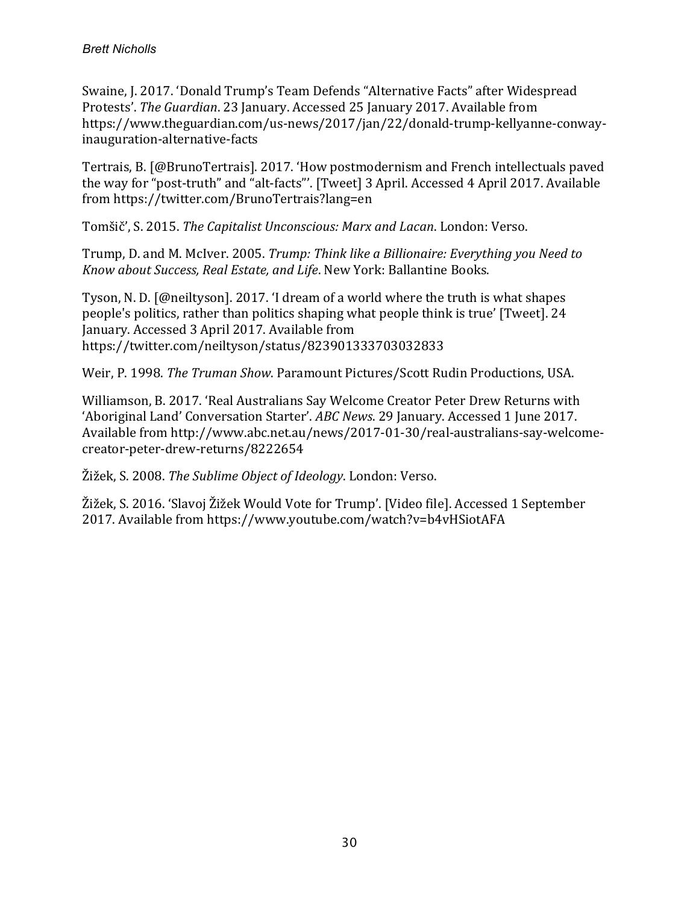Swaine, J. 2017. 'Donald Trump's Team Defends "Alternative Facts" after Widespread Protests'. *The Guardian*. 23 January. Accessed 25 January 2017. Available from https://www.theguardian.com/us-news/2017/jan/22/donald-trump-kellyanne-conway-inauguration-alternative-facts

Tertrais, B. [@BrunoTertrais]. 2017. 'How postmodernism and French intellectuals paved the way for "post-truth" and "alt-facts"'. [Tweet] 3 April. Accessed 4 April 2017. Available from https://twitter.com/BrunoTertrais?lang=en

Tomšič', S. 2015. *The Capitalist Unconscious: Marx and Lacan*. London: Verso.

Trump, D. and M. McIver. 2005. *Trump: Think like a Billionaire: Everything you Need to Know about Success, Real Estate, and Life*. New York: Ballantine Books.

Tyson, N. D. [@neiltyson]. 2017. 'I dream of a world where the truth is what shapes people's politics, rather than politics shaping what people think is true' [Tweet]. 24 January. Accessed 3 April 2017. Available from https://twitter.com/neiltyson/status/823901333703032833

Weir, P. 1998. *The Truman Show*. Paramount Pictures/Scott Rudin Productions, USA.

Williamson, B. 2017. 'Real Australians Say Welcome Creator Peter Drew Returns with 'Aboriginal Land' Conversation Starter'. *ABC News*. 29 January. Accessed 1 June 2017. Available from http://www.abc.net.au/news/2017-01-30/real-australians-say-welcome-creator-peter-drew-returns/8222654

Žižek, S. 2008. *The Sublime Object of Ideology*. London: Verso.

Žižek, S. 2016. 'Slavoj Žižek Would Vote for Trump'. [Video file]. Accessed 1 September 2017. Available from https://www.youtube.com/watch?v=b4vHSiotAFA